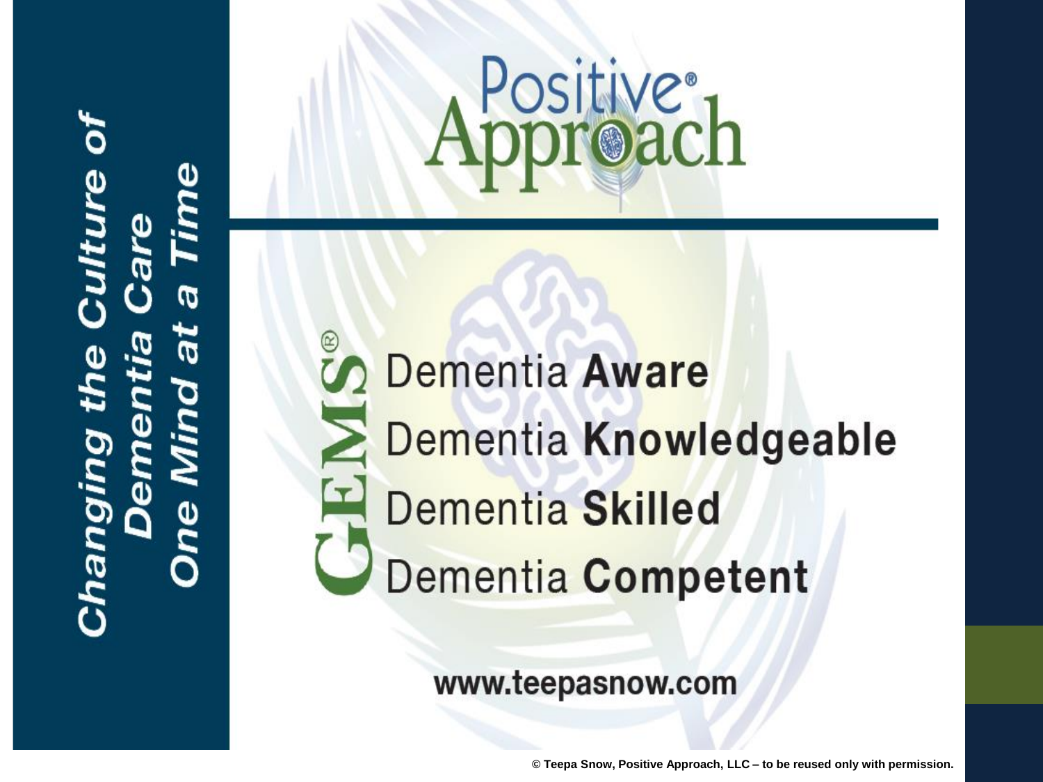*Changing the Culture of Dementia Care One Mind at a Time*

# Positive® Approach

**GEMS®**

- Dementia **Aware**
- Dementia **Knowledgeable**
- Dementia **Skilled**
- Dementia **Competent**

www.teepasnow.com

© Teepa Snow, Positive Approach, LLC – to be reused only with permission.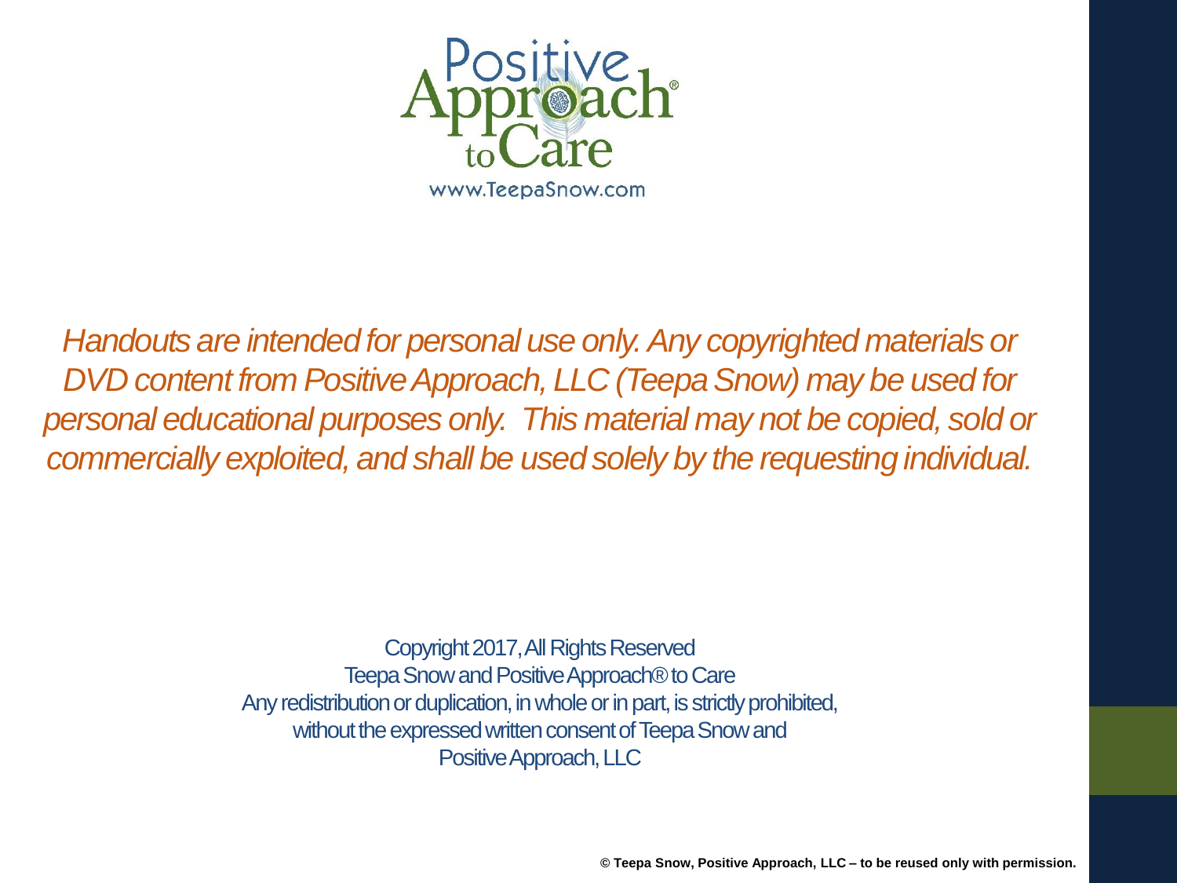Positive Approach® to Care

www.TeepaSnow.com

*Handouts are intended for personal use only. Any copyrighted materials or DVD content from Positive Approach, LLC (Teepa Snow) may be used for personal educational purposes only. This material may not be copied, sold or commercially exploited, and shall be used solely by the requesting individual.*

Copyright 2017, All Rights Reserved
Teepa Snow and Positive Approach® to Care
Any redistribution or duplication, in whole or in part, is strictly prohibited, without the expressed written consent of Teepa Snow and Positive Approach, LLC

**© Teepa Snow, Positive Approach, LLC – to be reused only with permission.**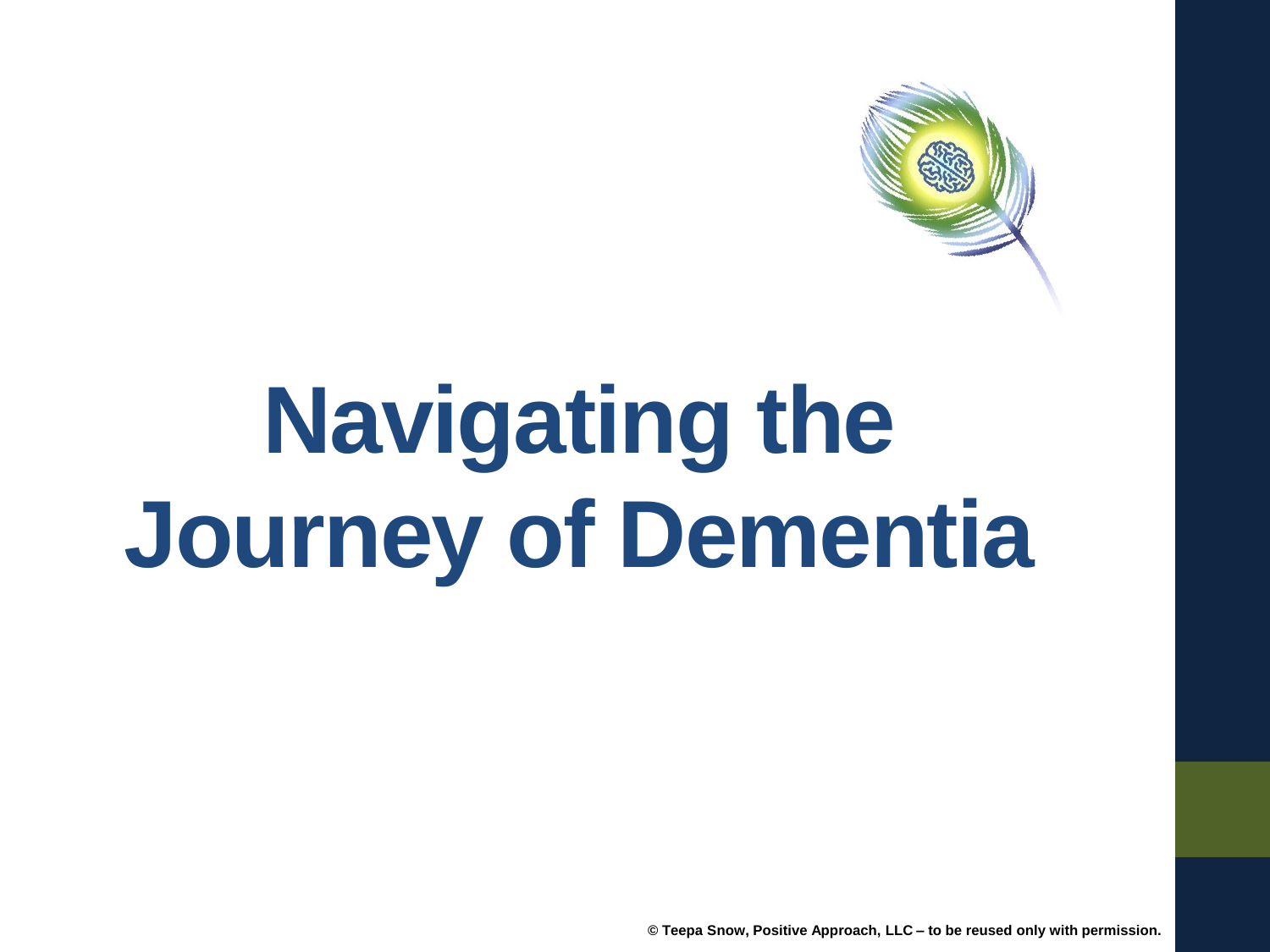# Navigating the Journey of Dementia

© Teepa Snow, Positive Approach, LLC – to be reused only with permission.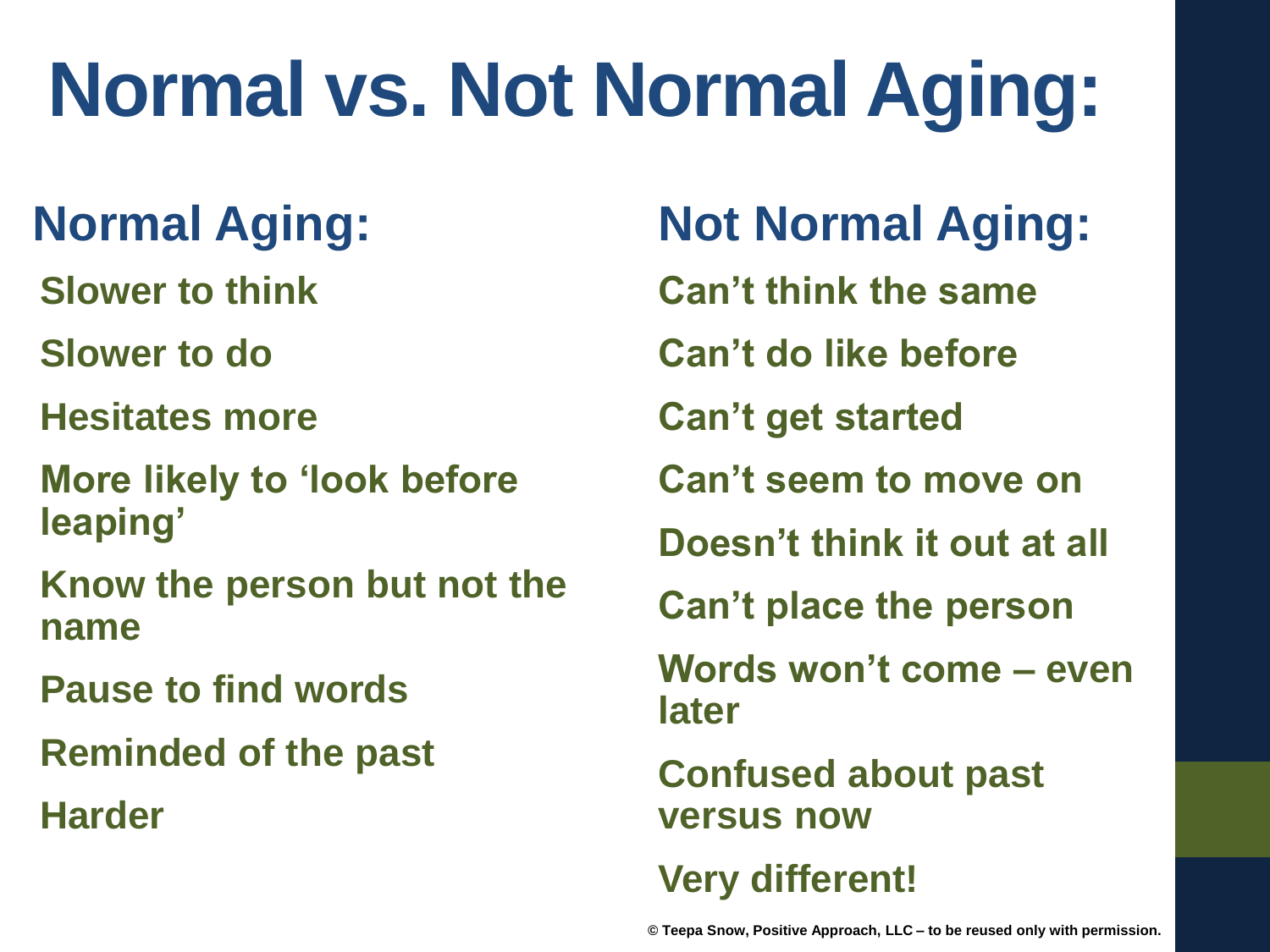# Normal vs. Not Normal Aging:

## Normal Aging:

Slower to think

Slower to do

Hesitates more

More likely to 'look before leaping'

Know the person but not the name

Pause to find words

Reminded of the past

Harder

## Not Normal Aging:

Can't think the same

Can't do like before

Can't get started

Can't seem to move on

Doesn't think it out at all

Can't place the person

Words won't come – even later

Confused about past versus now

Very different!

© Teepa Snow, Positive Approach, LLC – to be reused only with permission.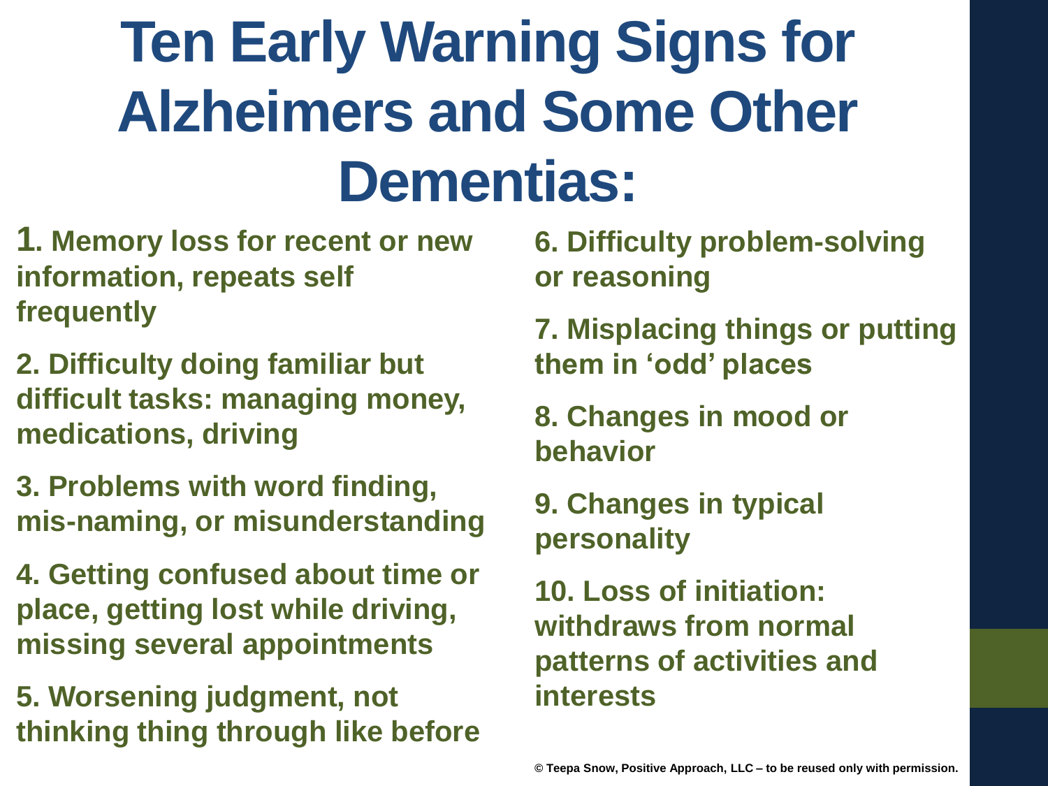# Ten Early Warning Signs for Alzheimers and Some Other Dementias:

**1. Memory loss for recent or new information, repeats self frequently**

**2. Difficulty doing familiar but difficult tasks: managing money, medications, driving**

**3. Problems with word finding, mis-naming, or misunderstanding**

**4. Getting confused about time or place, getting lost while driving, missing several appointments**

**5. Worsening judgment, not thinking thing through like before**

**6. Difficulty problem-solving or reasoning**

**7. Misplacing things or putting them in 'odd' places**

**8. Changes in mood or behavior**

**9. Changes in typical personality**

**10. Loss of initiation: withdraws from normal patterns of activities and interests**

**© Teepa Snow, Positive Approach, LLC – to be reused only with permission.**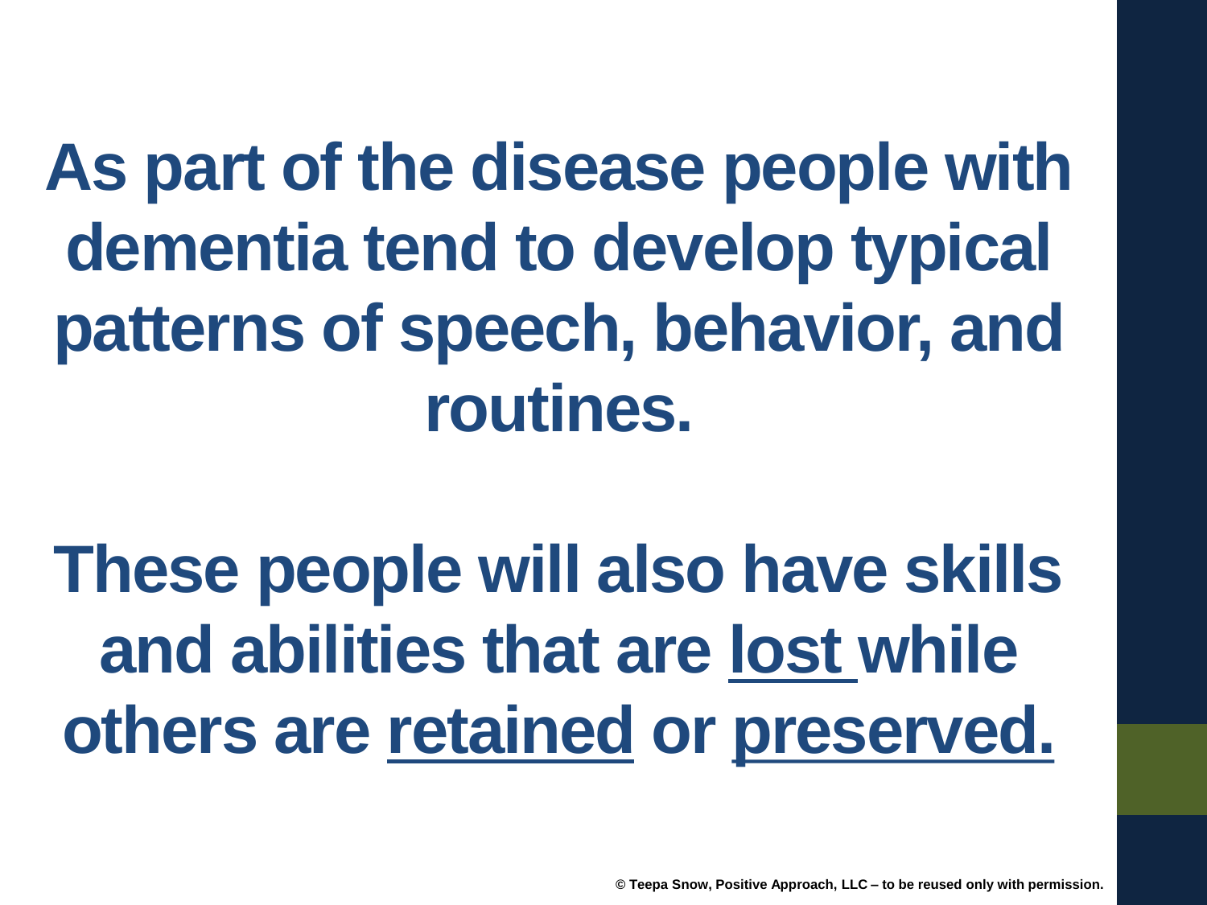**As part of the disease people with dementia tend to develop typical patterns of speech, behavior, and routines.**

**These people will also have skills and abilities that are <u>lost</u> while others are <u>retained</u> or <u>preserved.</u>**

© Teepa Snow, Positive Approach, LLC – to be reused only with permission.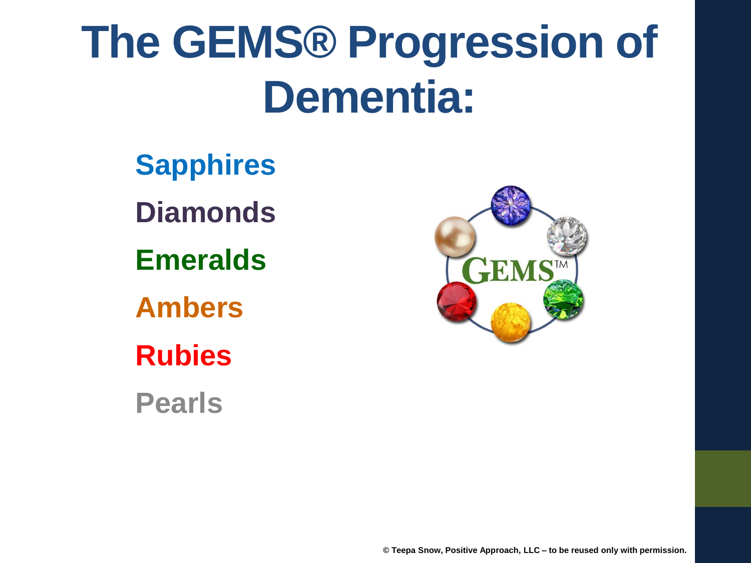# The GEMS® Progression of Dementia:

- Sapphires
- Diamonds
- Emeralds
- Ambers
- Rubies
- Pearls

© Teepa Snow, Positive Approach, LLC – to be reused only with permission.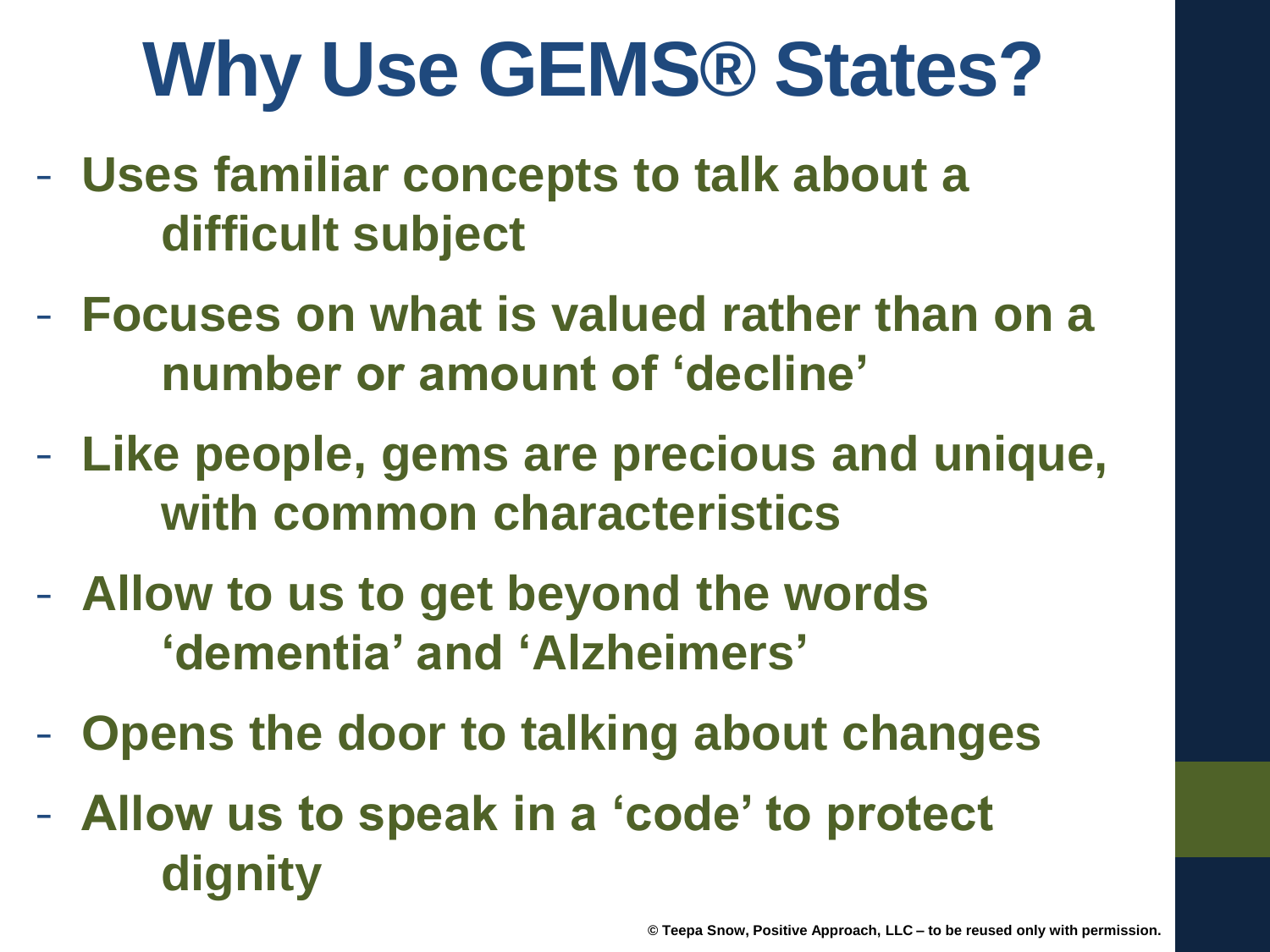# Why Use GEMS® States?

- **Uses familiar concepts to talk about a difficult subject**
- **Focuses on what is valued rather than on a number or amount of 'decline'**
- **Like people, gems are precious and unique, with common characteristics**
- **Allow to us to get beyond the words 'dementia' and 'Alzheimers'**
- **Opens the door to talking about changes**
- **Allow us to speak in a 'code' to protect dignity**

**© Teepa Snow, Positive Approach, LLC – to be reused only with permission.**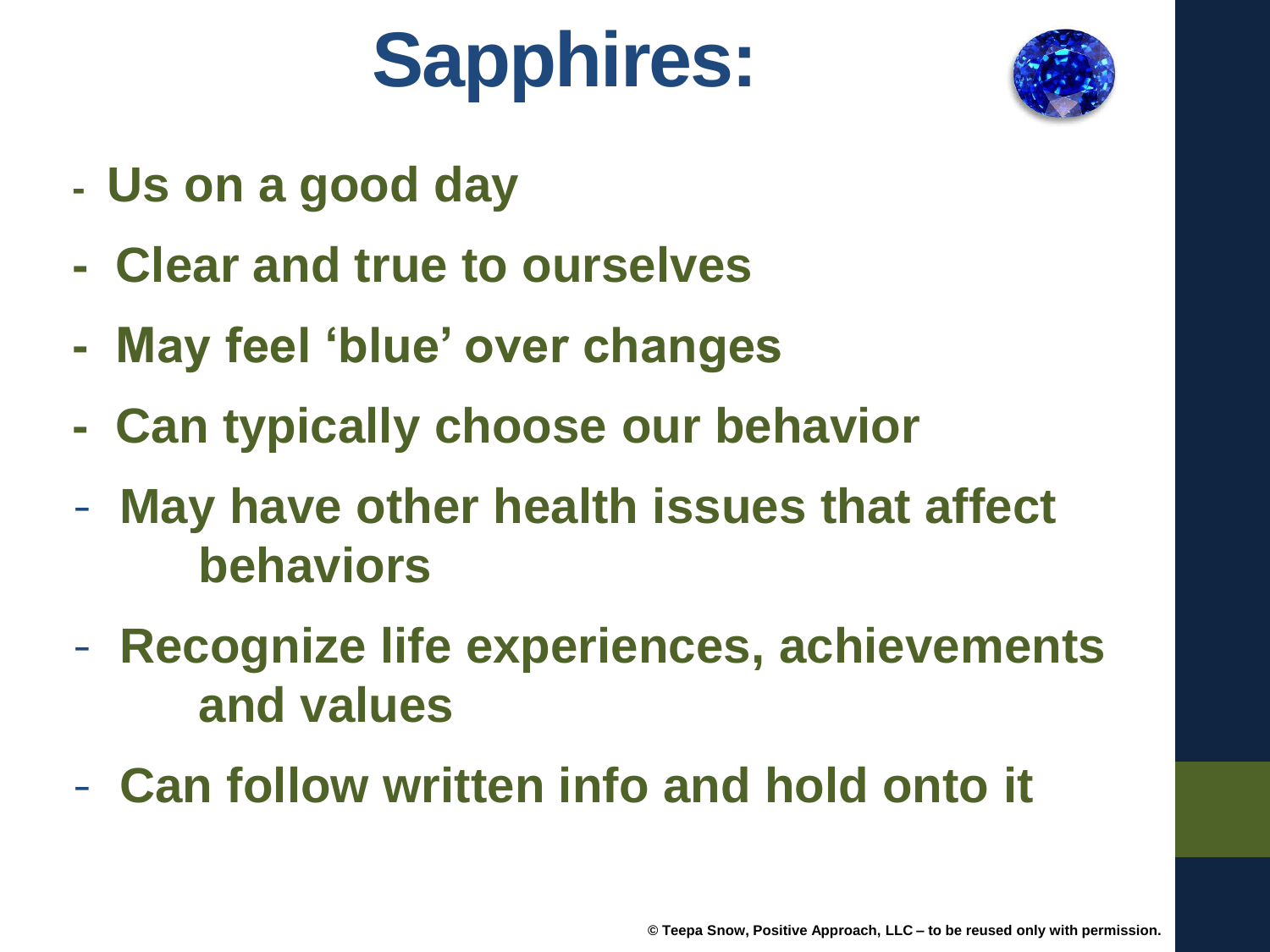# Sapphires:

- Us on a good day
- Clear and true to ourselves
- May feel 'blue' over changes
- Can typically choose our behavior
- May have other health issues that affect behaviors
- Recognize life experiences, achievements and values
- Can follow written info and hold onto it

© Teepa Snow, Positive Approach, LLC – to be reused only with permission.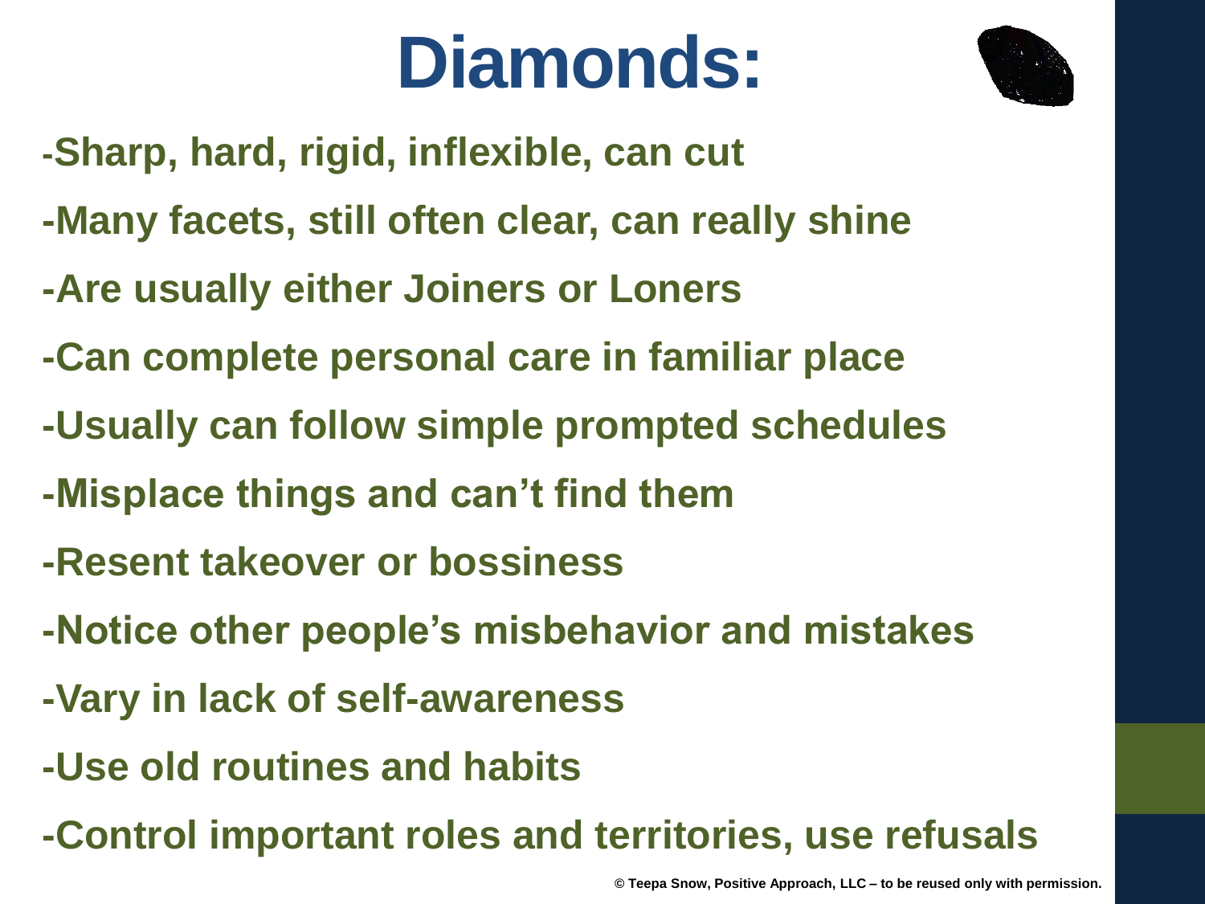# Diamonds:

- Sharp, hard, rigid, inflexible, can cut
- Many facets, still often clear, can really shine
- Are usually either Joiners or Loners
- Can complete personal care in familiar place
- Usually can follow simple prompted schedules
- Misplace things and can't find them
- Resent takeover or bossiness
- Notice other people's misbehavior and mistakes
- Vary in lack of self-awareness
- Use old routines and habits
- Control important roles and territories, use refusals

© Teepa Snow, Positive Approach, LLC – to be reused only with permission.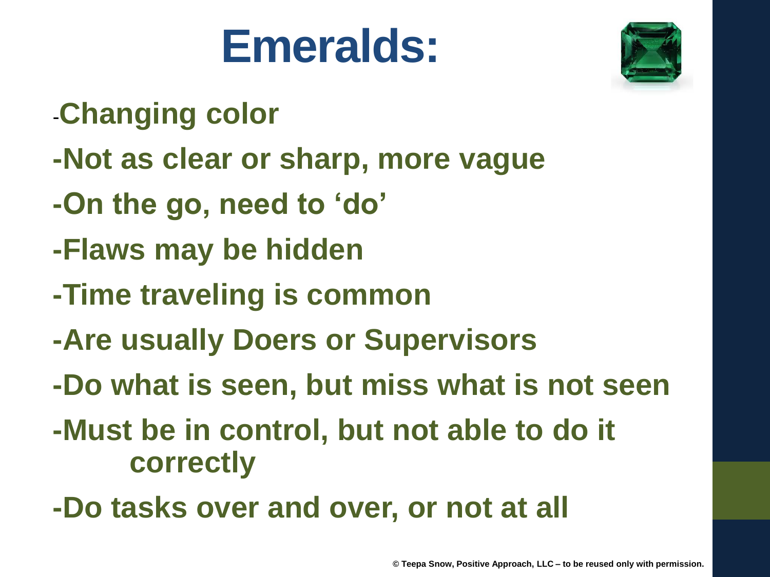# Emeralds:

- Changing color
- Not as clear or sharp, more vague
- On the go, need to 'do'
- Flaws may be hidden
- Time traveling is common
- Are usually Doers or Supervisors
- Do what is seen, but miss what is not seen
- Must be in control, but not able to do it correctly
- Do tasks over and over, or not at all

© Teepa Snow, Positive Approach, LLC – to be reused only with permission.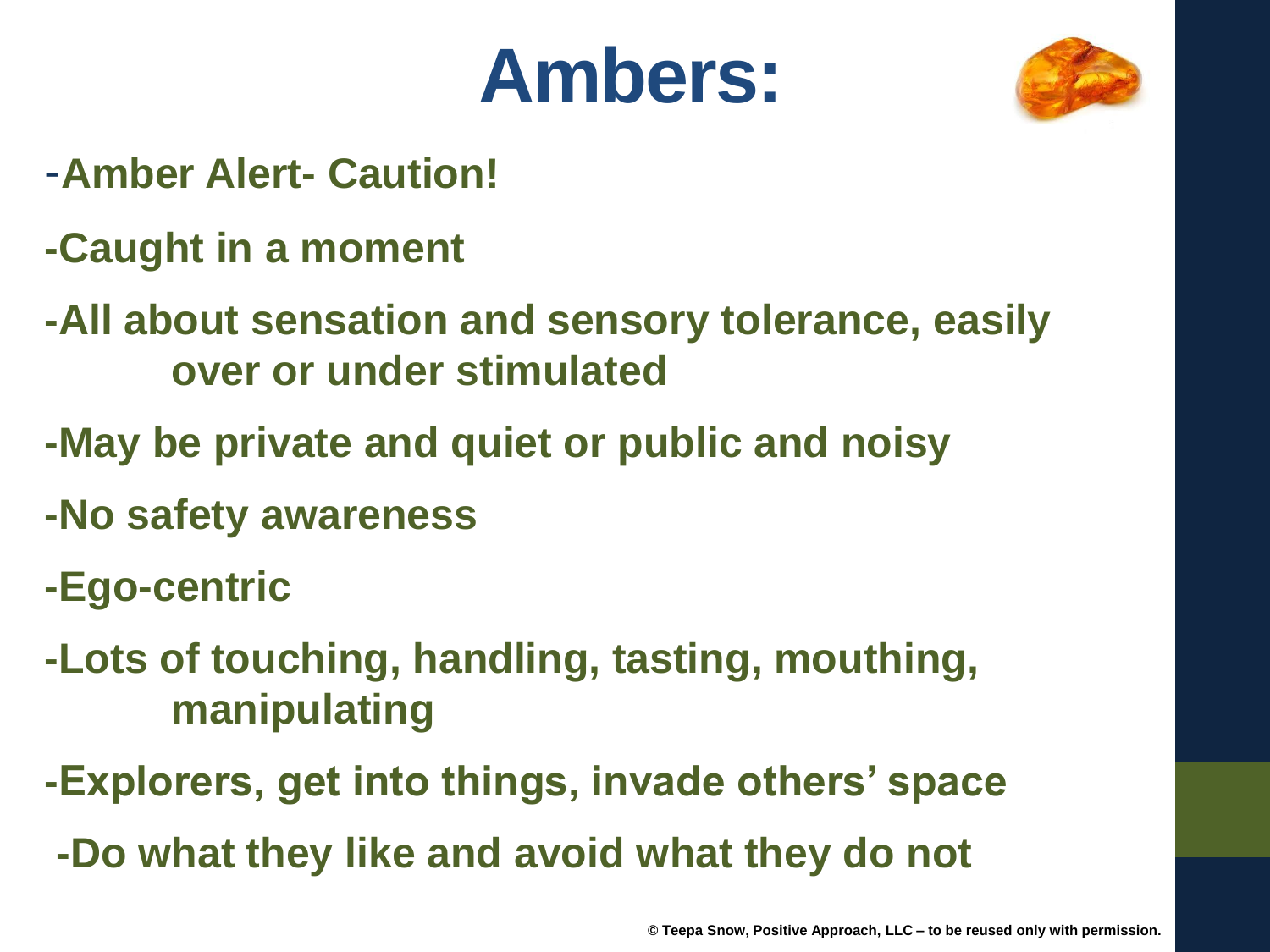# Ambers:

- -Amber Alert- Caution!
- -Caught in a moment
- -All about sensation and sensory tolerance, easily over or under stimulated
- -May be private and quiet or public and noisy
- -No safety awareness
- -Ego-centric
- -Lots of touching, handling, tasting, mouthing, manipulating
- -Explorers, get into things, invade others' space
- -Do what they like and avoid what they do not

© Teepa Snow, Positive Approach, LLC – to be reused only with permission.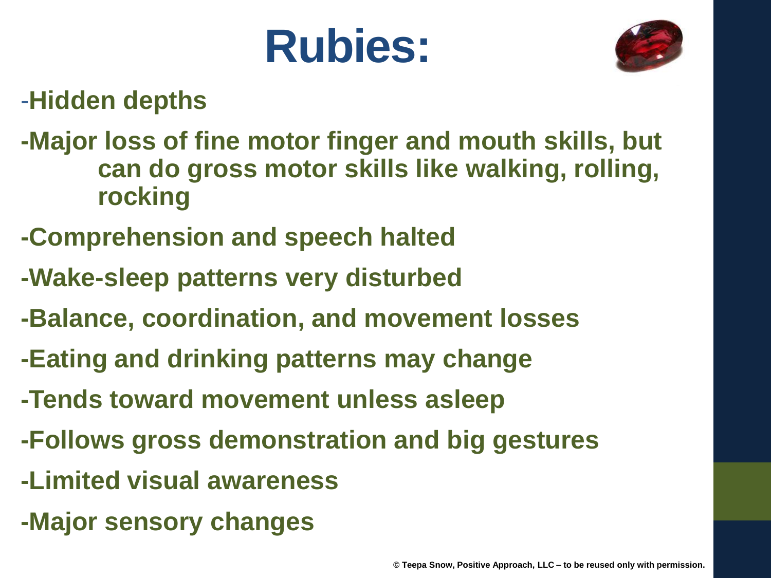# Rubies:

-**Hidden depths**

-**Major loss of fine motor finger and mouth skills, but can do gross motor skills like walking, rolling, rocking**

-**Comprehension and speech halted**

-**Wake-sleep patterns very disturbed**

-**Balance, coordination, and movement losses**

-**Eating and drinking patterns may change**

-**Tends toward movement unless asleep**

-**Follows gross demonstration and big gestures**

-**Limited visual awareness**

-**Major sensory changes**

© Teepa Snow, Positive Approach, LLC – to be reused only with permission.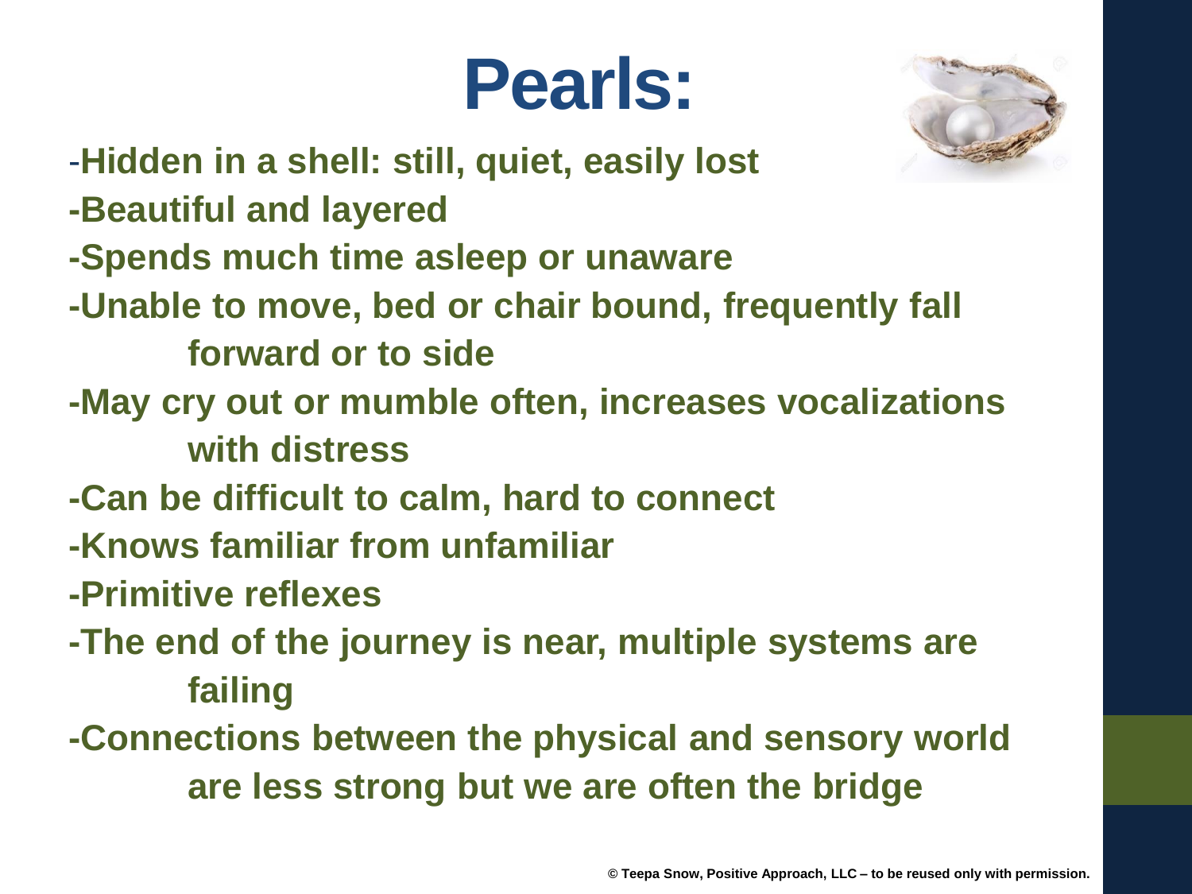# Pearls:

- Hidden in a shell: still, quiet, easily lost
- Beautiful and layered
- Spends much time asleep or unaware
- Unable to move, bed or chair bound, frequently fall forward or to side
- May cry out or mumble often, increases vocalizations with distress
- Can be difficult to calm, hard to connect
- Knows familiar from unfamiliar
- Primitive reflexes
- The end of the journey is near, multiple systems are failing
- Connections between the physical and sensory world are less strong but we are often the bridge

© Teepa Snow, Positive Approach, LLC – to be reused only with permission.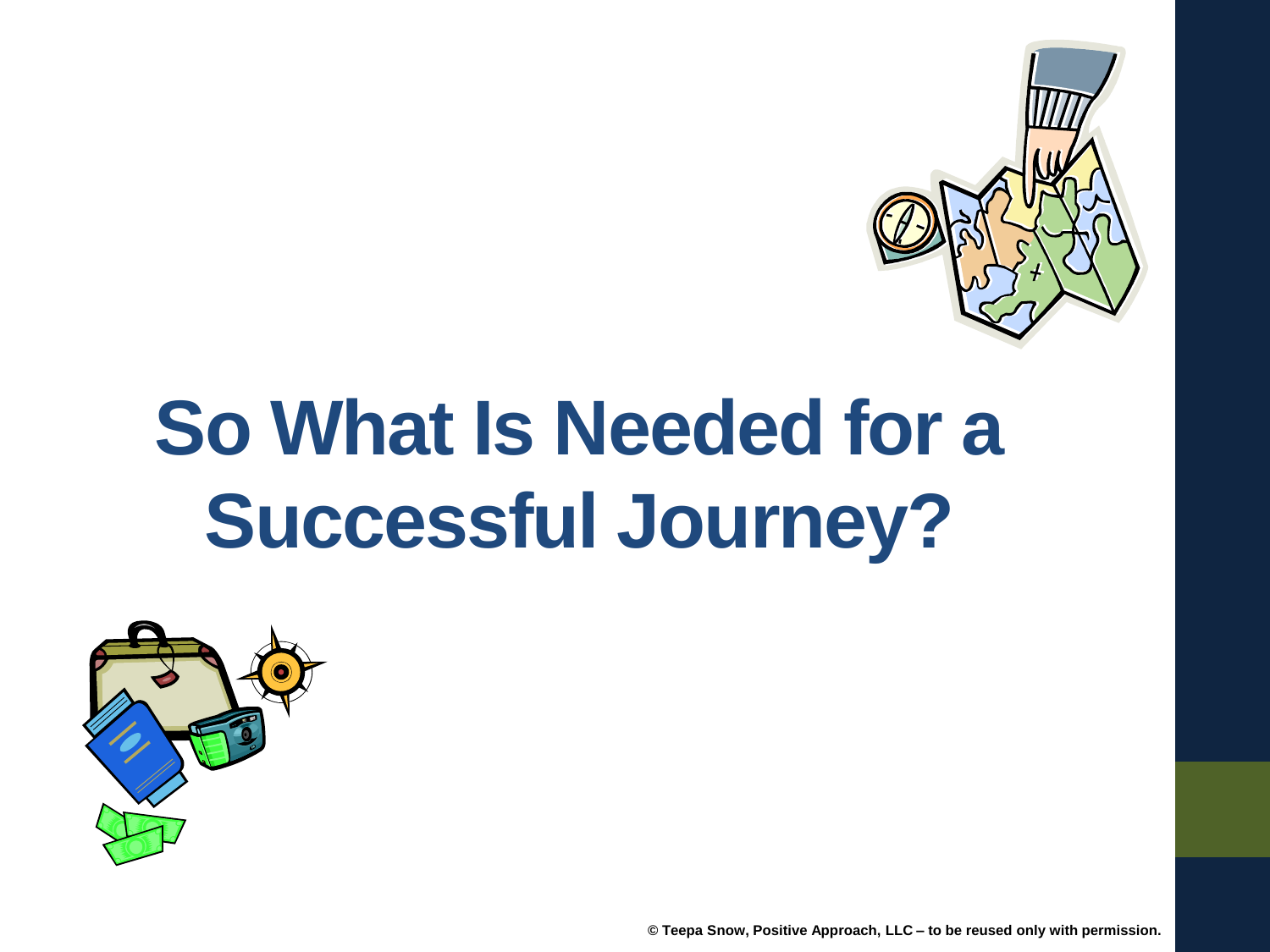# So What Is Needed for a Successful Journey?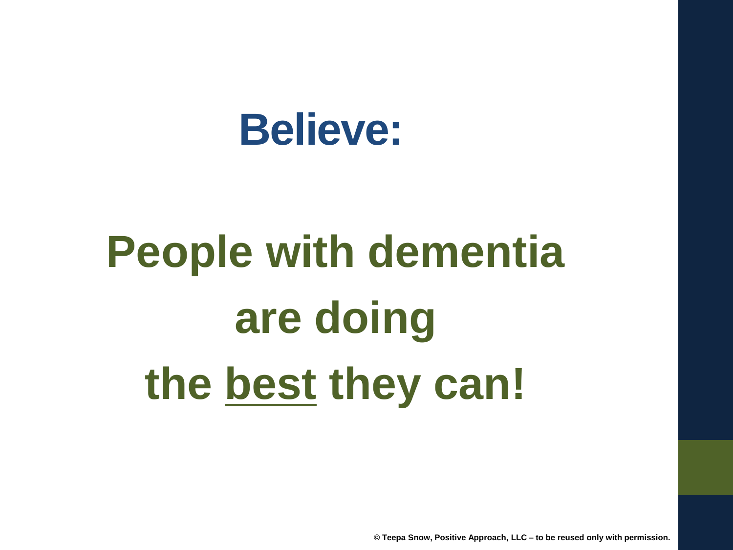# Believe:

**People with dementia are doing the <u>best</u> they can!**

© Teepa Snow, Positive Approach, LLC – to be reused only with permission.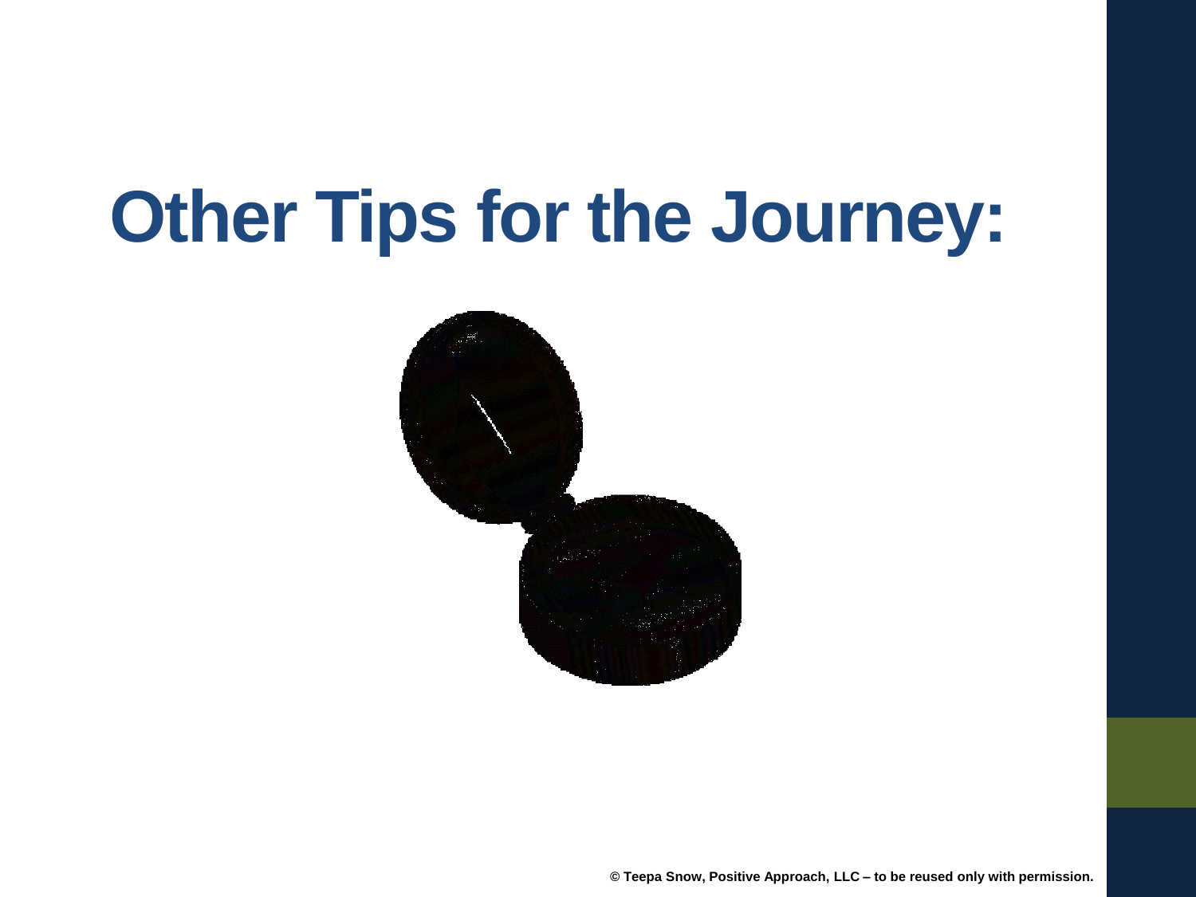# Other Tips for the Journey:

© Teepa Snow, Positive Approach, LLC – to be reused only with permission.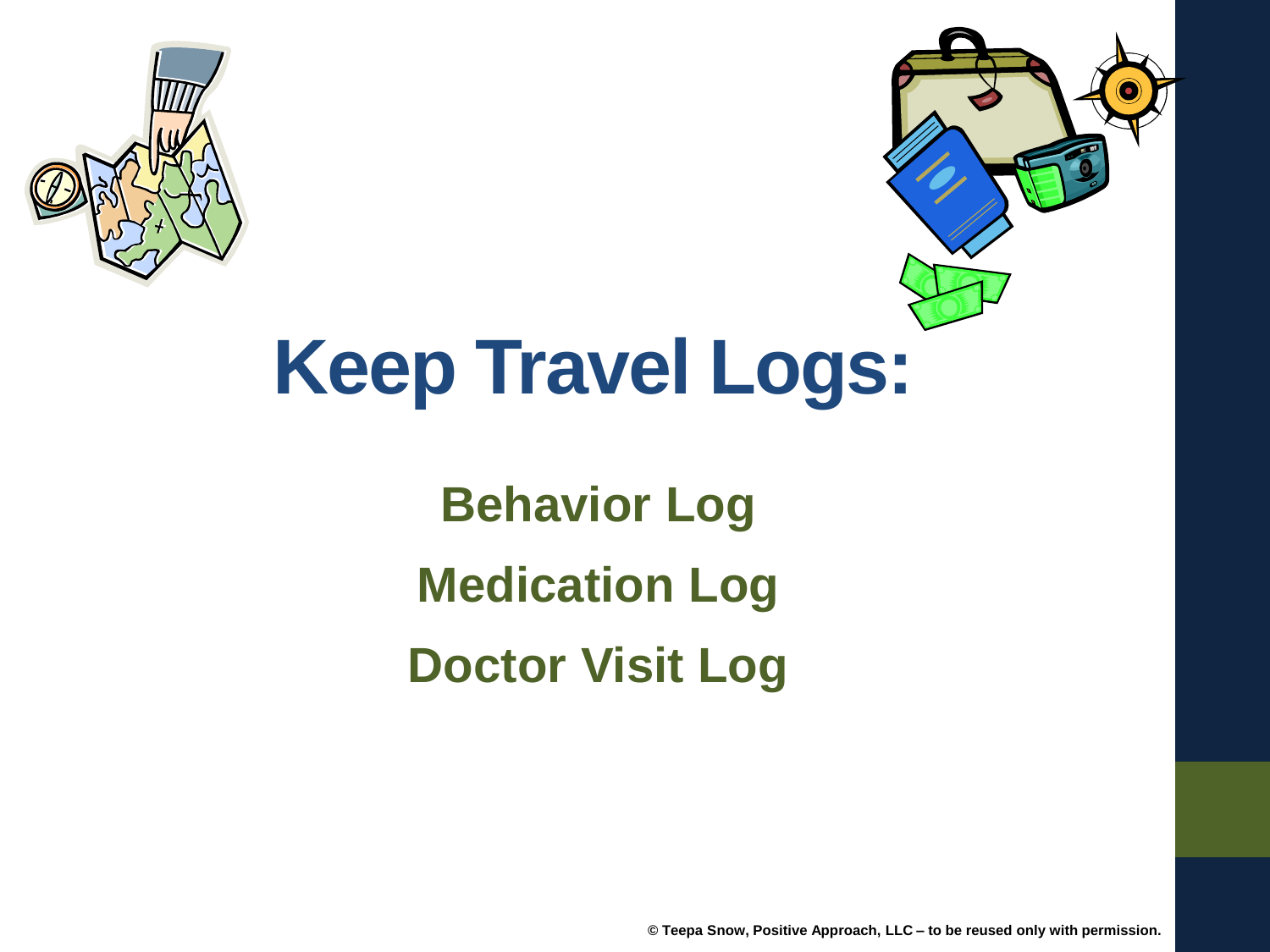# Keep Travel Logs:

**Behavior Log**

**Medication Log**

**Doctor Visit Log**

© Teepa Snow, Positive Approach, LLC – to be reused only with permission.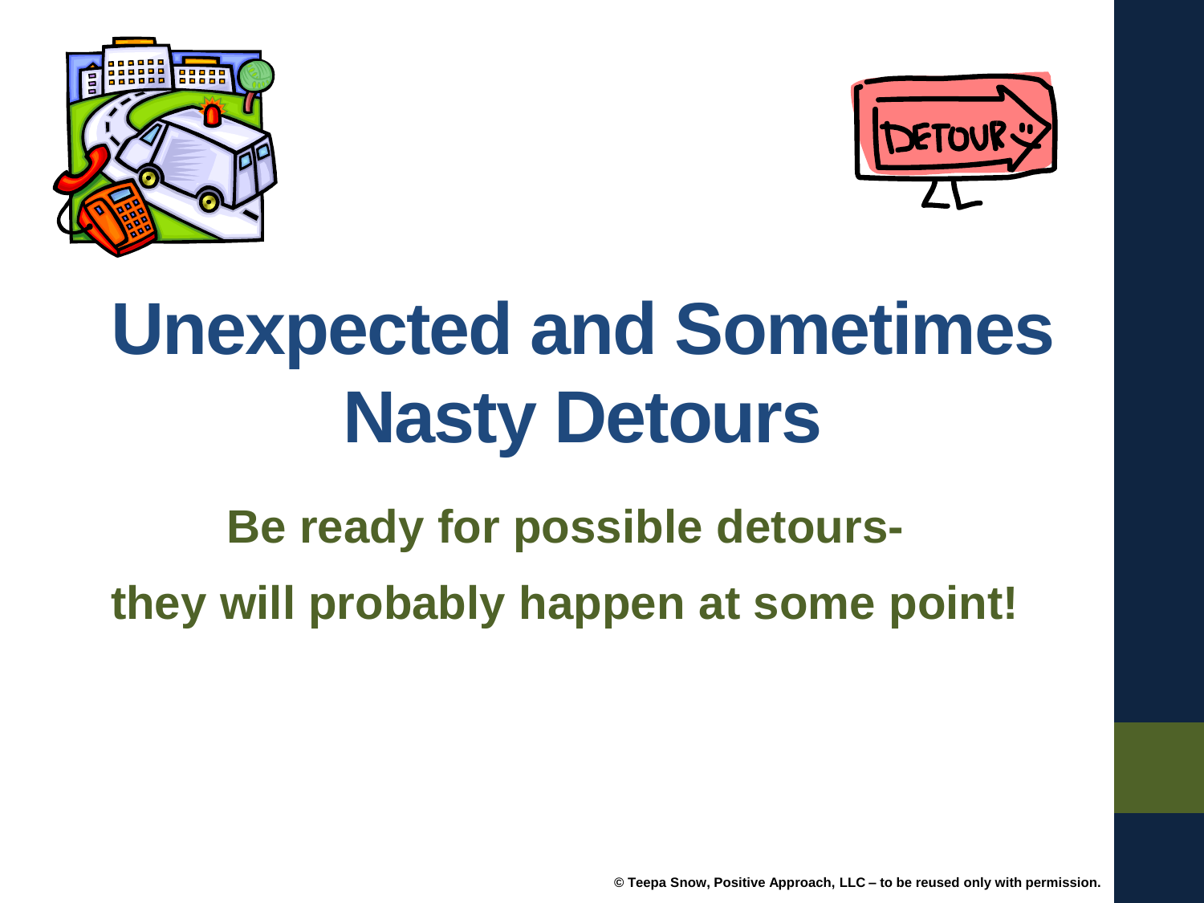# Unexpected and Sometimes Nasty Detours

**Be ready for possible detours-**

**they will probably happen at some point!**

**© Teepa Snow, Positive Approach, LLC – to be reused only with permission.**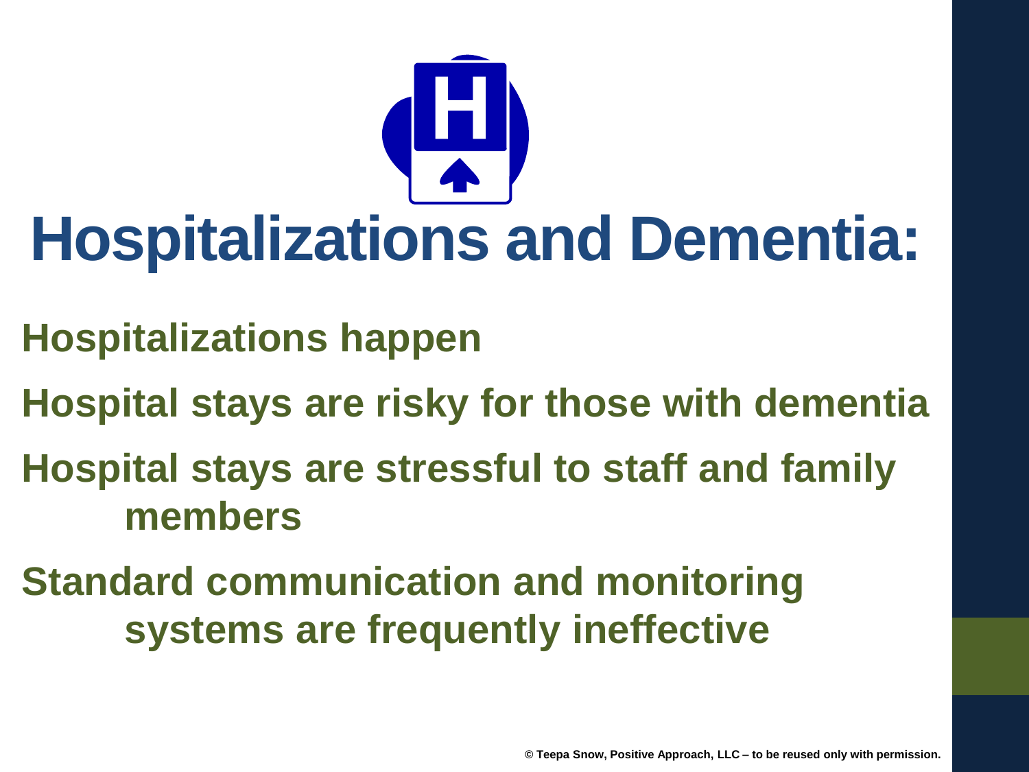# Hospitalizations and Dementia:

- **Hospitalizations happen**
- **Hospital stays are risky for those with dementia**
- **Hospital stays are stressful to staff and family members**
- **Standard communication and monitoring systems are frequently ineffective**

© Teepa Snow, Positive Approach, LLC – to be reused only with permission.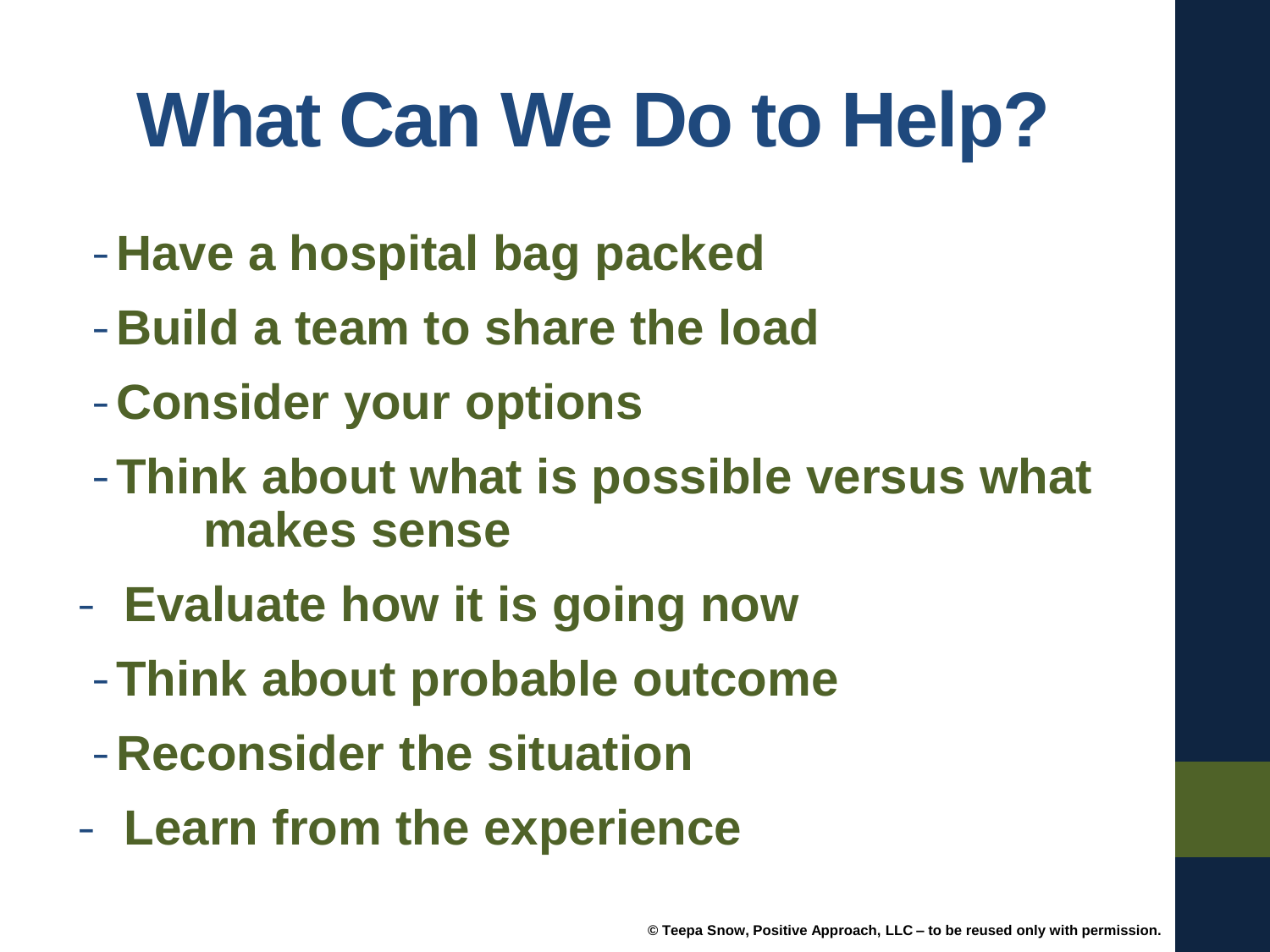# What Can We Do to Help?

- **Have a hospital bag packed**
- **Build a team to share the load**
- **Consider your options**
- **Think about what is possible versus what makes sense**
- **Evaluate how it is going now**
- **Think about probable outcome**
- **Reconsider the situation**
- **Learn from the experience**

**© Teepa Snow, Positive Approach, LLC – to be reused only with permission.**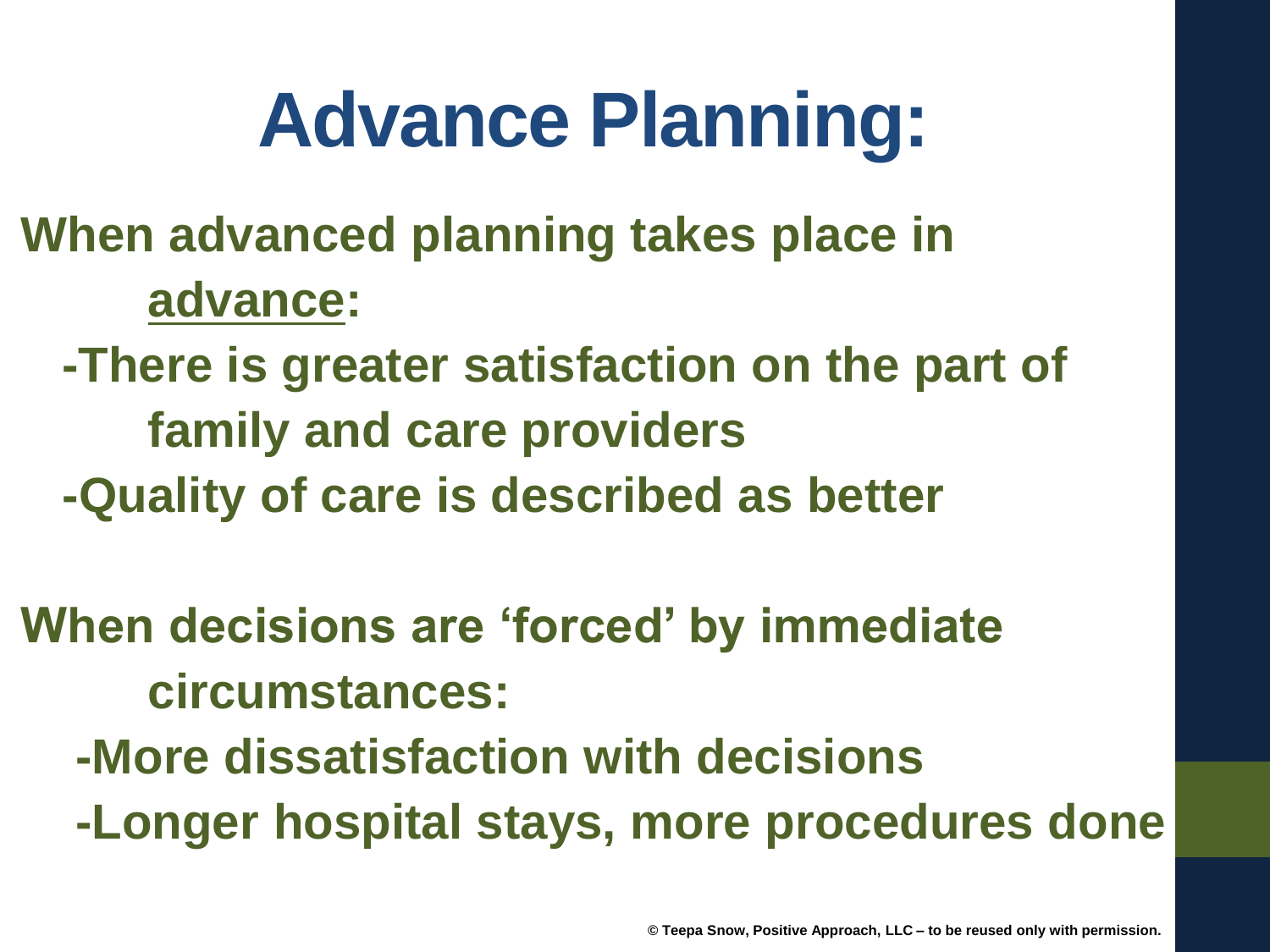# Advance Planning:

**When advanced planning takes place in <u>advance</u>:**

- **There is greater satisfaction on the part of family and care providers**
- **Quality of care is described as better**

**When decisions are 'forced' by immediate circumstances:**

- **More dissatisfaction with decisions**
- **Longer hospital stays, more procedures done**

© Teepa Snow, Positive Approach, LLC – to be reused only with permission.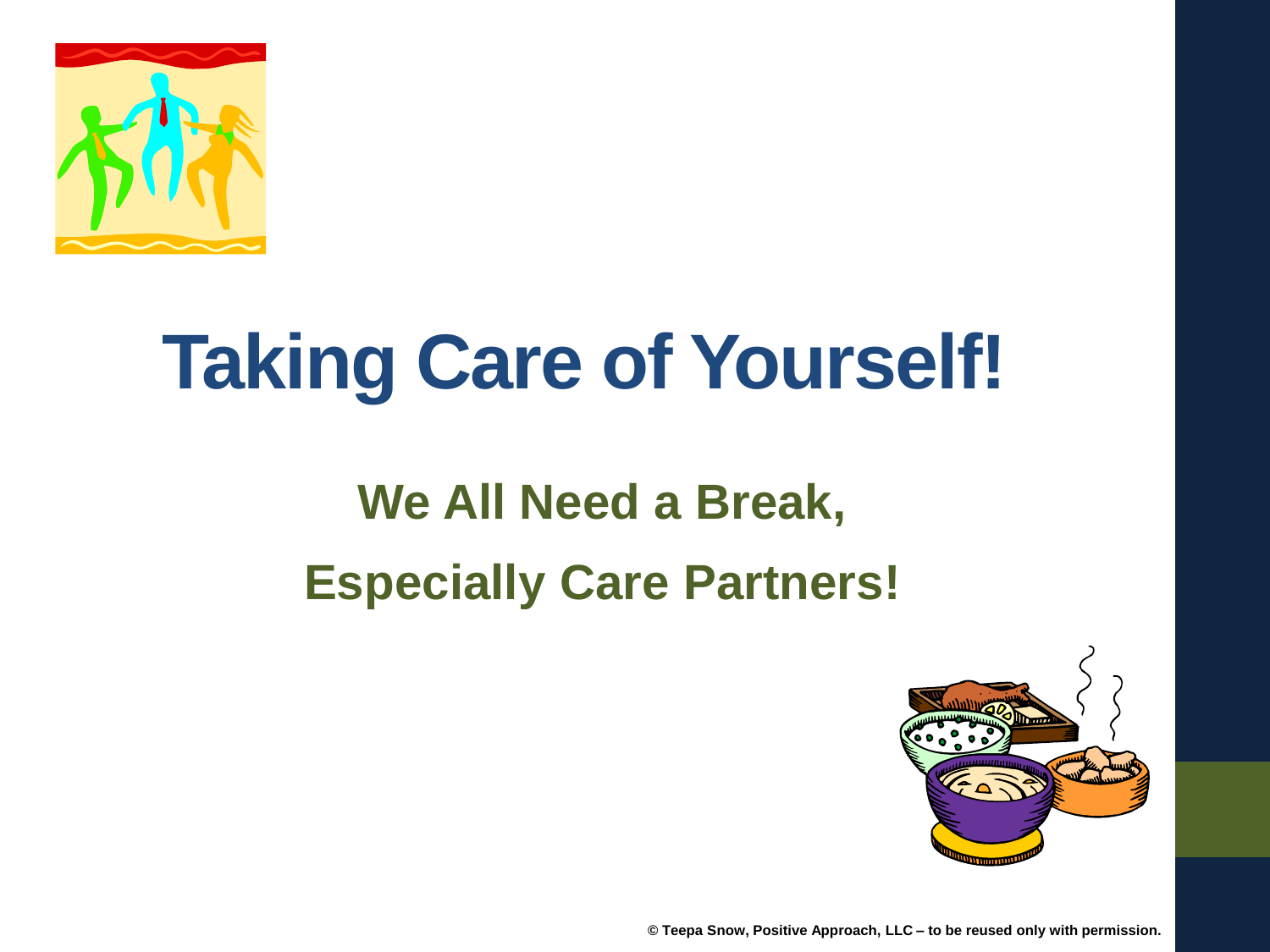# Taking Care of Yourself!

## We All Need a Break,

## Especially Care Partners!

© Teepa Snow, Positive Approach, LLC – to be reused only with permission.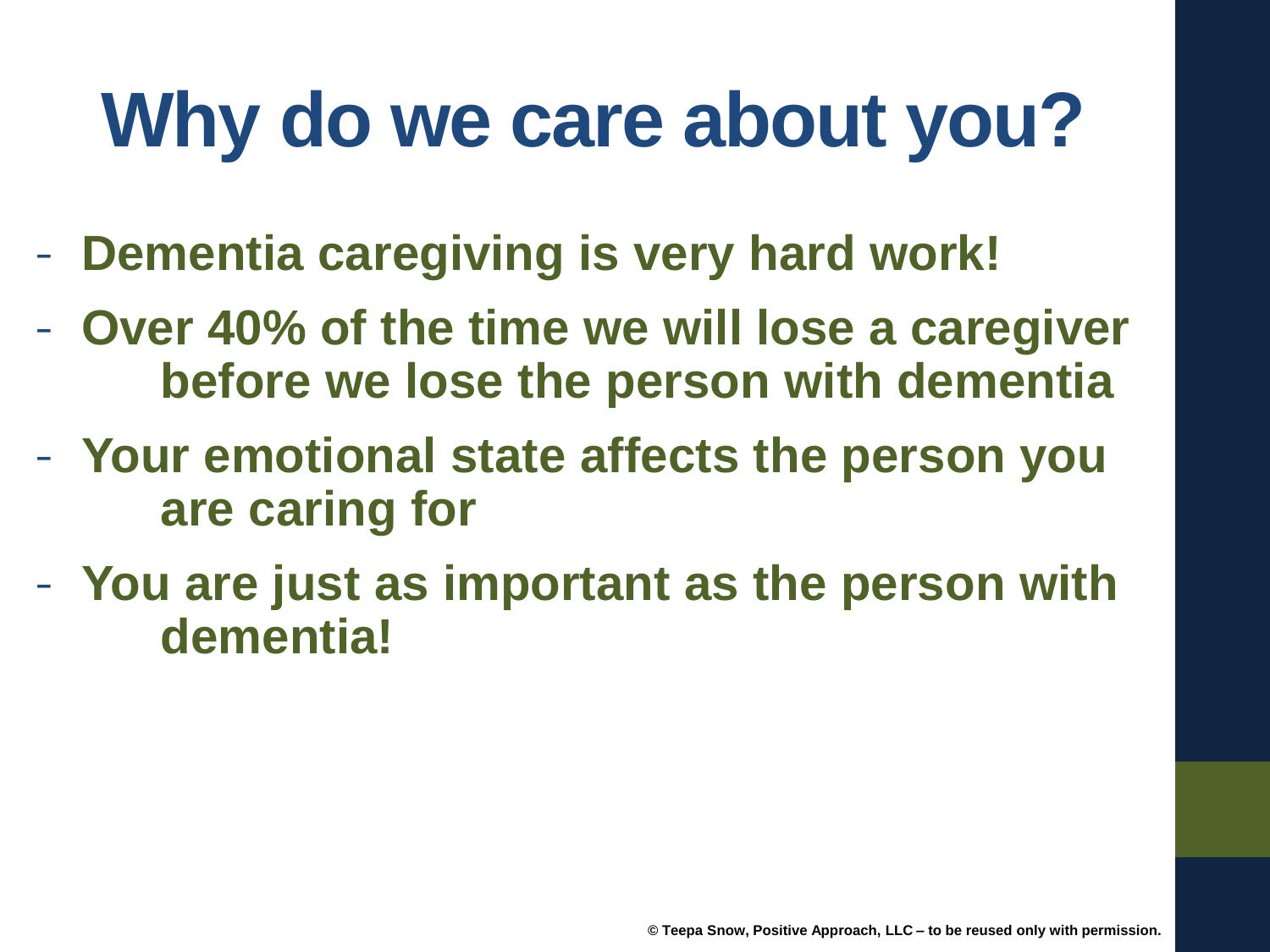# Why do we care about you?

- **Dementia caregiving is very hard work!**
- **Over 40% of the time we will lose a caregiver before we lose the person with dementia**
- **Your emotional state affects the person you are caring for**
- **You are just as important as the person with dementia!**

© Teepa Snow, Positive Approach, LLC – to be reused only with permission.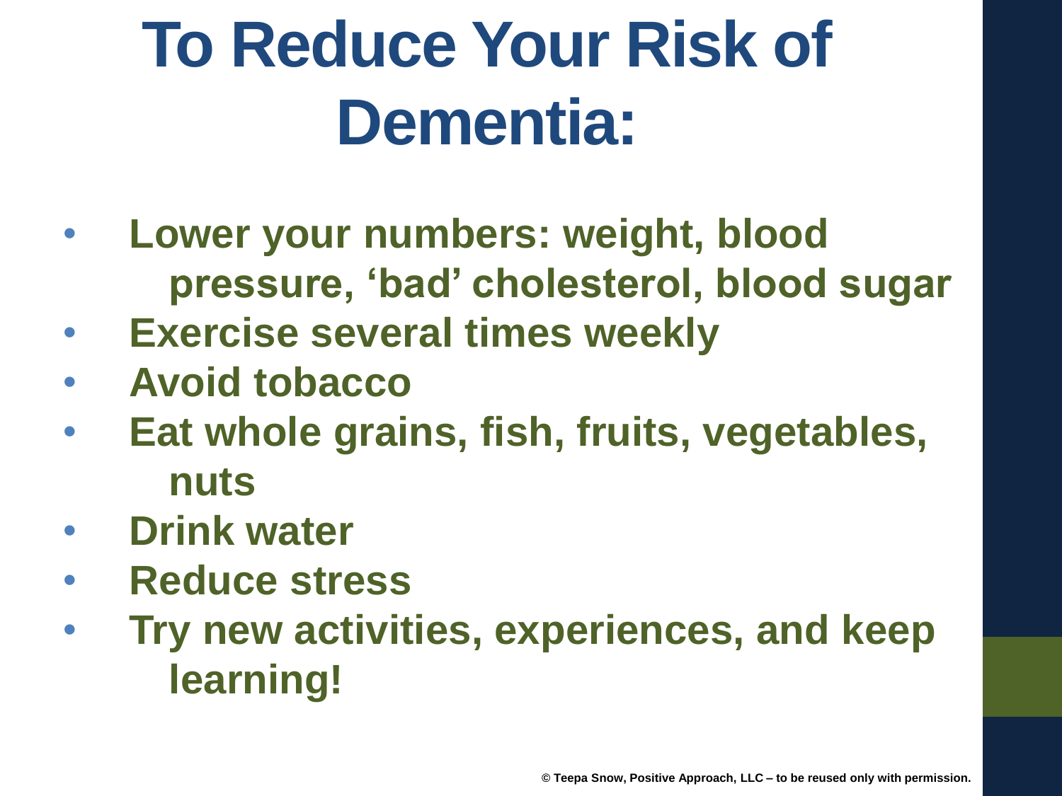# To Reduce Your Risk of Dementia:

- Lower your numbers: weight, blood pressure, 'bad' cholesterol, blood sugar
- Exercise several times weekly
- Avoid tobacco
- Eat whole grains, fish, fruits, vegetables, nuts
- Drink water
- Reduce stress
- Try new activities, experiences, and keep learning!

© Teepa Snow, Positive Approach, LLC – to be reused only with permission.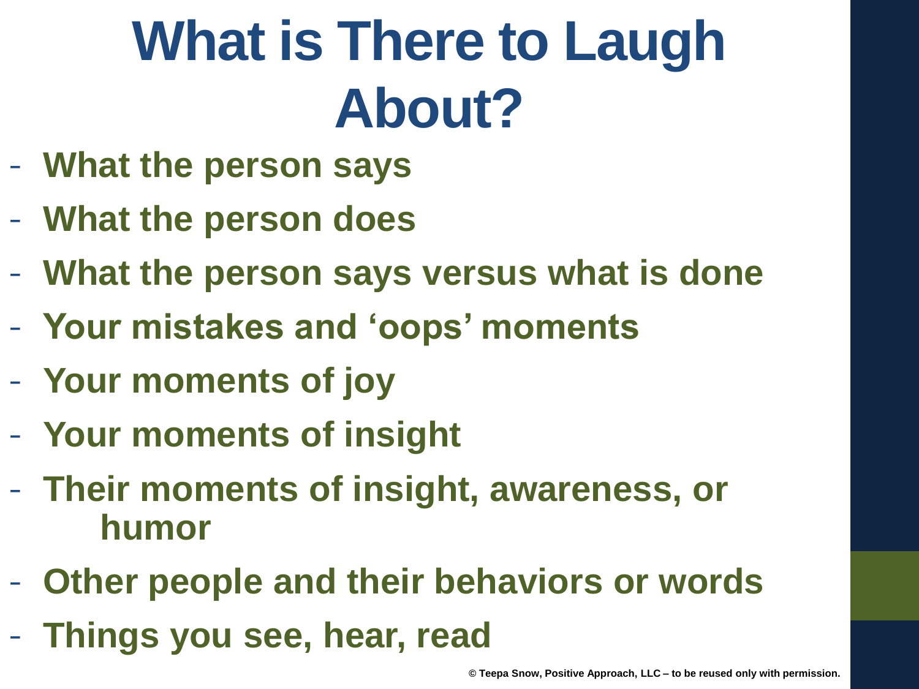# What is There to Laugh About?

- What the person says
- What the person does
- What the person says versus what is done
- Your mistakes and 'oops' moments
- Your moments of joy
- Your moments of insight
- Their moments of insight, awareness, or humor
- Other people and their behaviors or words
- Things you see, hear, read

© Teepa Snow, Positive Approach, LLC – to be reused only with permission.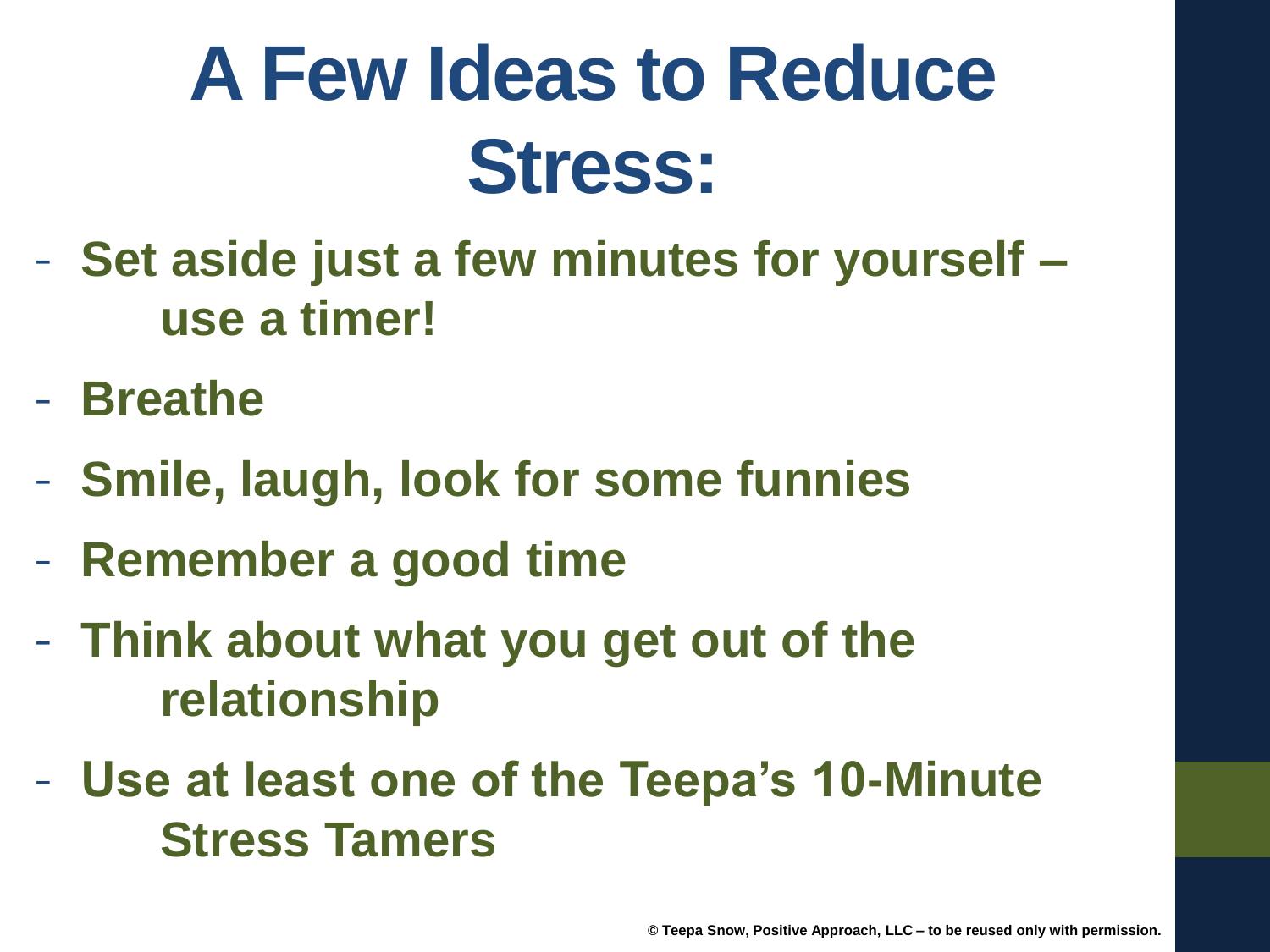# A Few Ideas to Reduce Stress:

- **Set aside just a few minutes for yourself – use a timer!**
- **Breathe**
- **Smile, laugh, look for some funnies**
- **Remember a good time**
- **Think about what you get out of the relationship**
- **Use at least one of the Teepa's 10-Minute Stress Tamers**

**© Teepa Snow, Positive Approach, LLC – to be reused only with permission.**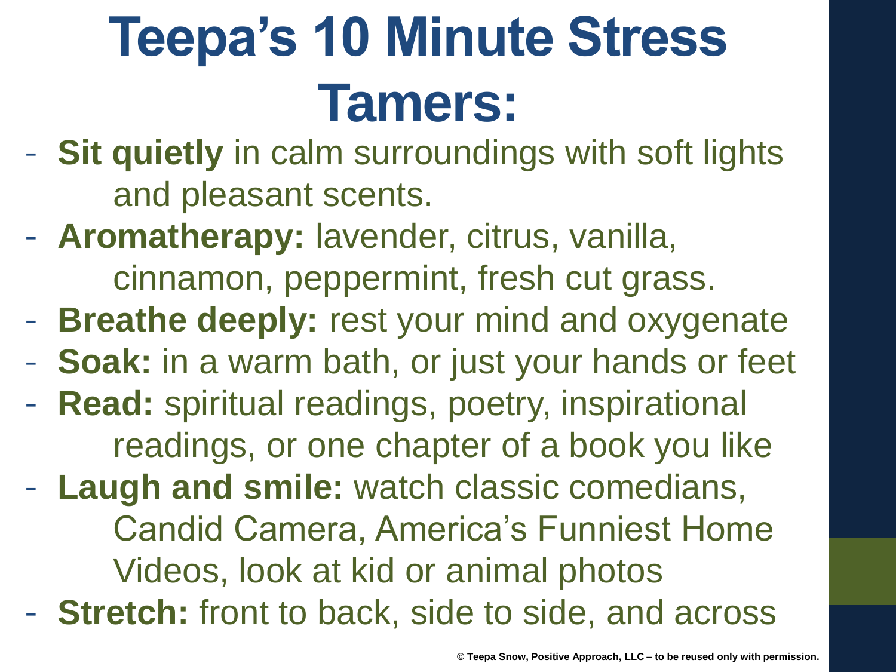# Teepa's 10 Minute Stress Tamers:

- **Sit quietly** in calm surroundings with soft lights and pleasant scents.
- **Aromatherapy:** lavender, citrus, vanilla, cinnamon, peppermint, fresh cut grass.
- **Breathe deeply:** rest your mind and oxygenate
- **Soak:** in a warm bath, or just your hands or feet
- **Read:** spiritual readings, poetry, inspirational readings, or one chapter of a book you like
- **Laugh and smile:** watch classic comedians, Candid Camera, America's Funniest Home Videos, look at kid or animal photos
- **Stretch:** front to back, side to side, and across

© Teepa Snow, Positive Approach, LLC – to be reused only with permission.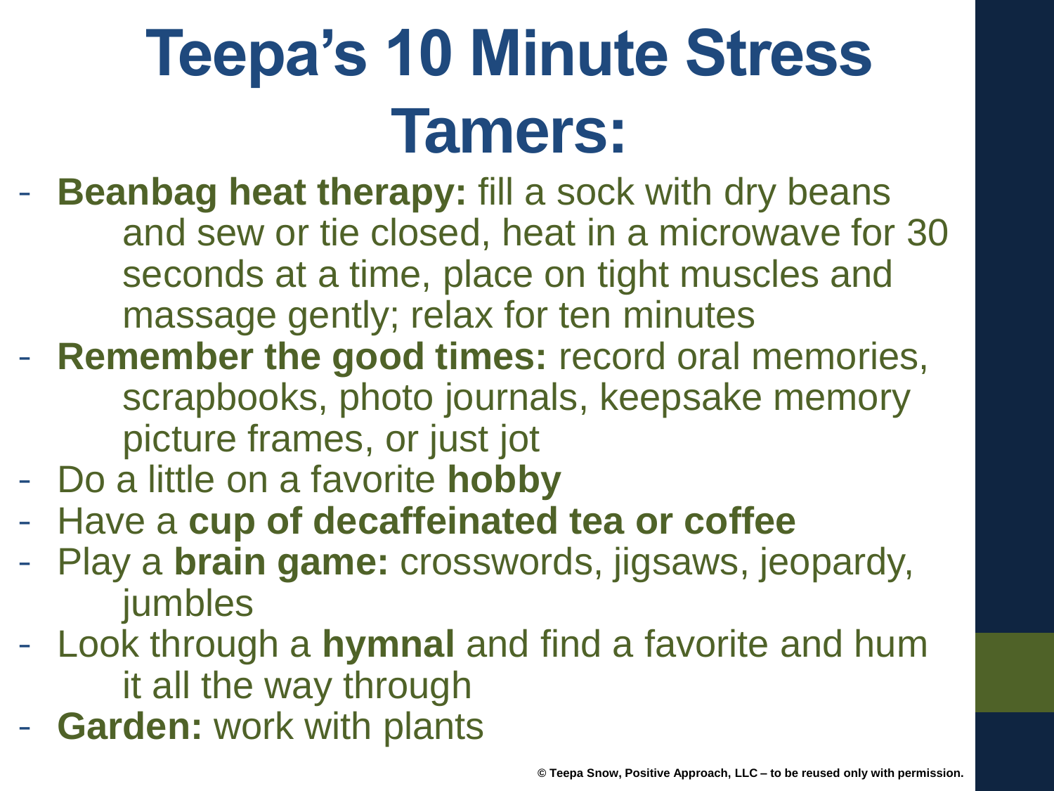# Teepa's 10 Minute Stress Tamers:

- **Beanbag heat therapy:** fill a sock with dry beans and sew or tie closed, heat in a microwave for 30 seconds at a time, place on tight muscles and massage gently; relax for ten minutes
- **Remember the good times:** record oral memories, scrapbooks, photo journals, keepsake memory picture frames, or just jot
- Do a little on a favorite **hobby**
- Have a **cup of decaffeinated tea or coffee**
- Play a **brain game:** crosswords, jigsaws, jeopardy, jumbles
- Look through a **hymnal** and find a favorite and hum it all the way through
- **Garden:** work with plants

**© Teepa Snow, Positive Approach, LLC – to be reused only with permission.**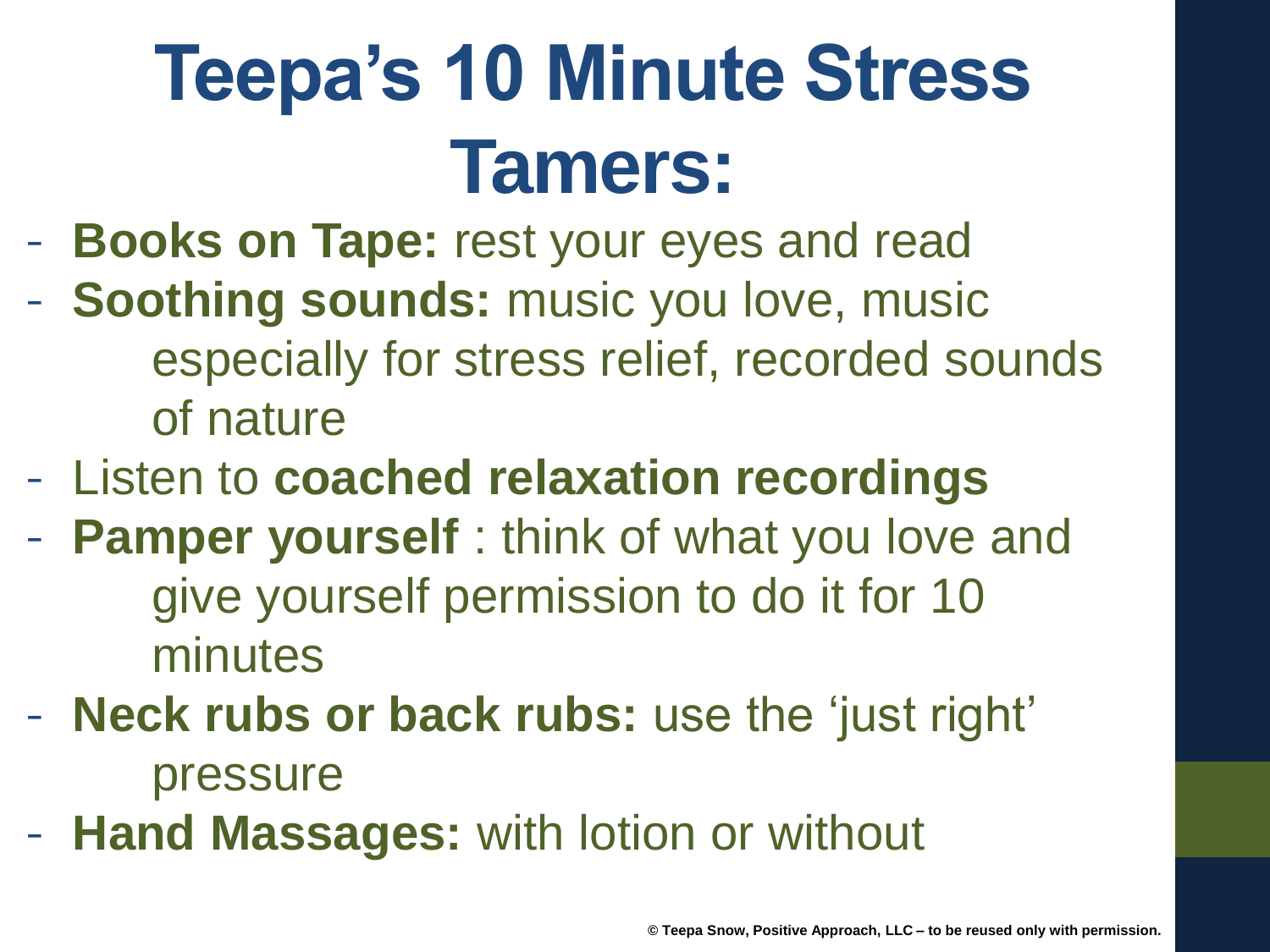# Teepa's 10 Minute Stress Tamers:

- **Books on Tape:** rest your eyes and read
- **Soothing sounds:** music you love, music especially for stress relief, recorded sounds of nature
- Listen to **coached relaxation recordings**
- **Pamper yourself** : think of what you love and give yourself permission to do it for 10 minutes
- **Neck rubs or back rubs:** use the 'just right' pressure
- **Hand Massages:** with lotion or without

**© Teepa Snow, Positive Approach, LLC – to be reused only with permission.**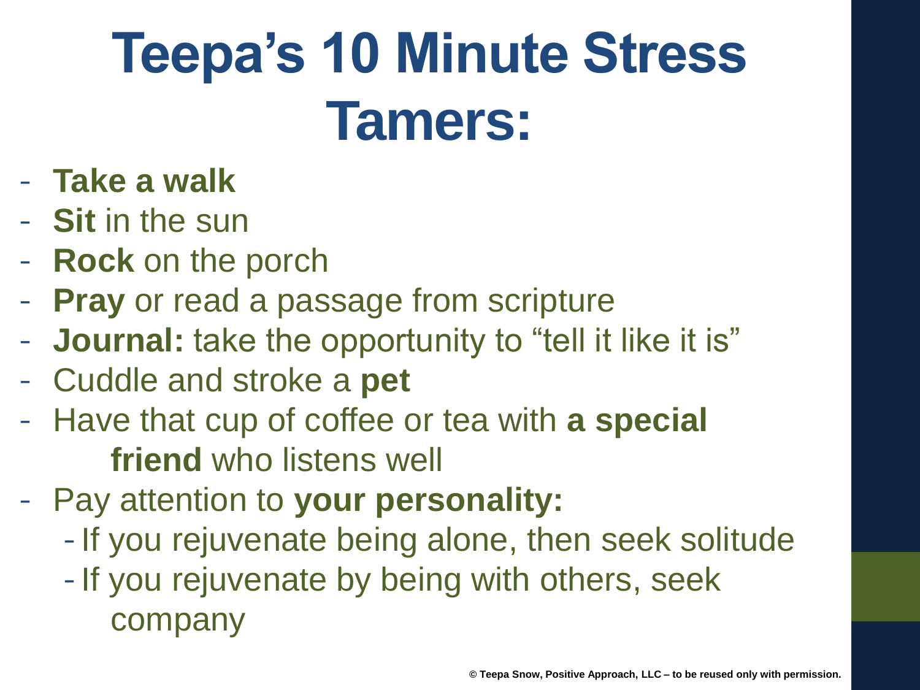# Teepa's 10 Minute Stress Tamers:

- **Take a walk**
- **Sit** in the sun
- **Rock** on the porch
- **Pray** or read a passage from scripture
- **Journal:** take the opportunity to "tell it like it is"
- Cuddle and stroke a **pet**
- Have that cup of coffee or tea with **a special friend** who listens well
- Pay attention to **your personality:**
  - If you rejuvenate being alone, then seek solitude
  - If you rejuvenate by being with others, seek company

© Teepa Snow, Positive Approach, LLC – to be reused only with permission.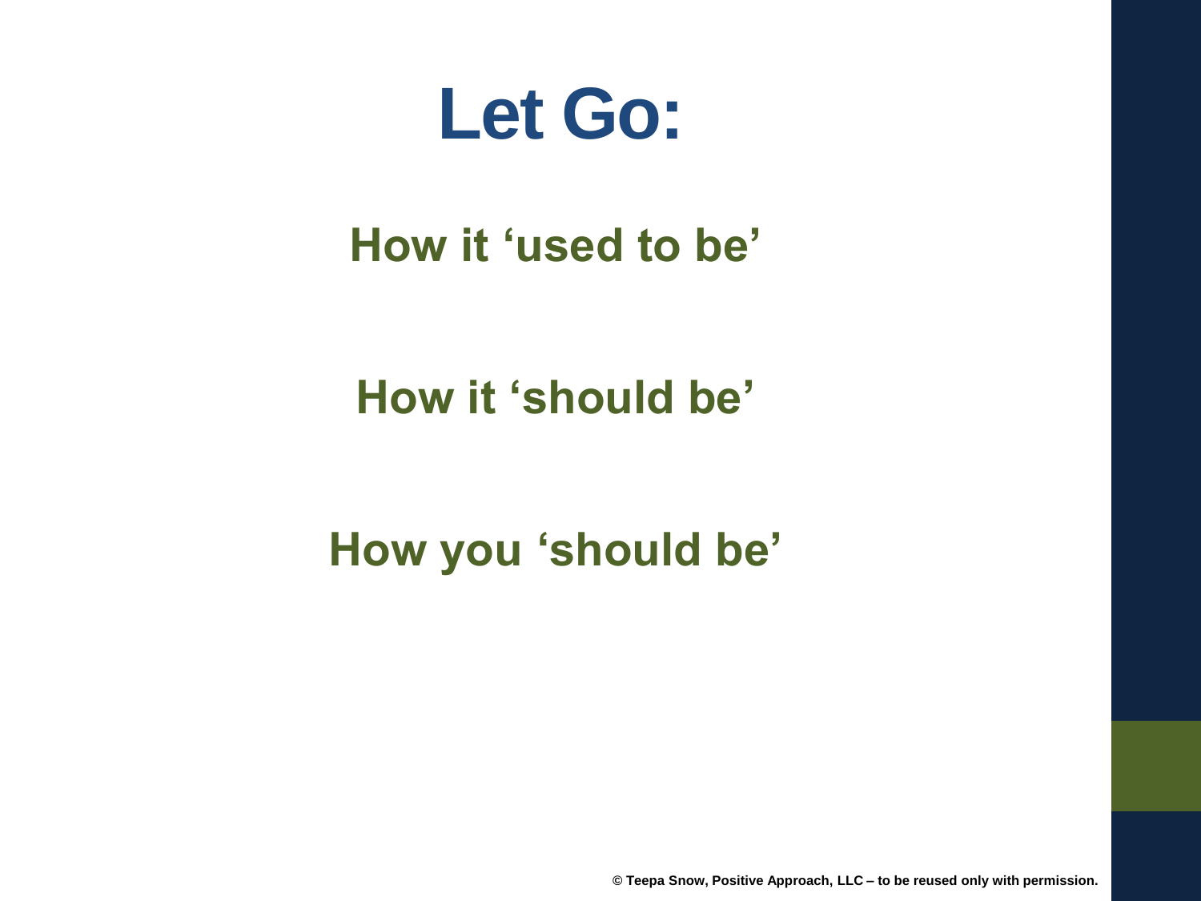# Let Go:

**How it 'used to be'**

**How it 'should be'**

**How you 'should be'**

© Teepa Snow, Positive Approach, LLC – to be reused only with permission.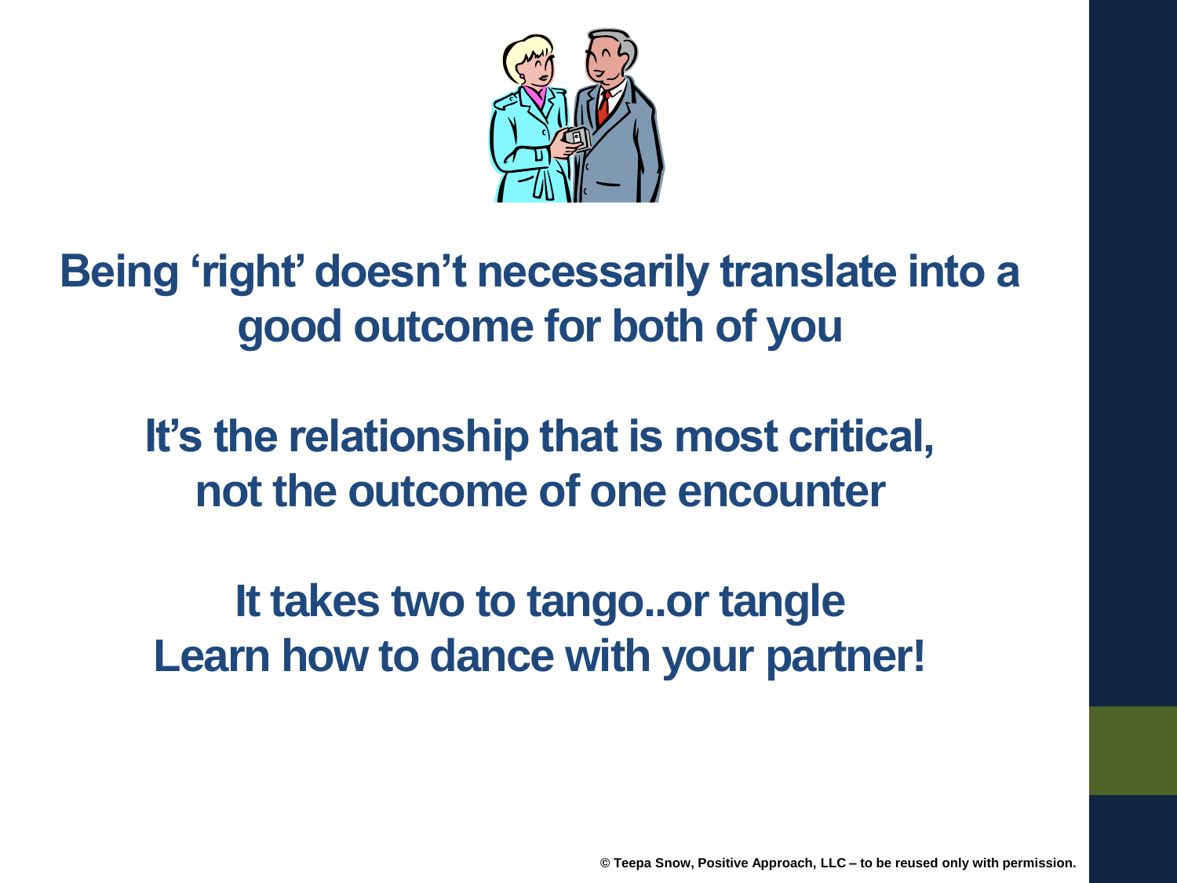**Being 'right' doesn't necessarily translate into a good outcome for both of you**

**It's the relationship that is most critical, not the outcome of one encounter**

**It takes two to tango..or tangle**
**Learn how to dance with your partner!**

© Teepa Snow, Positive Approach, LLC – to be reused only with permission.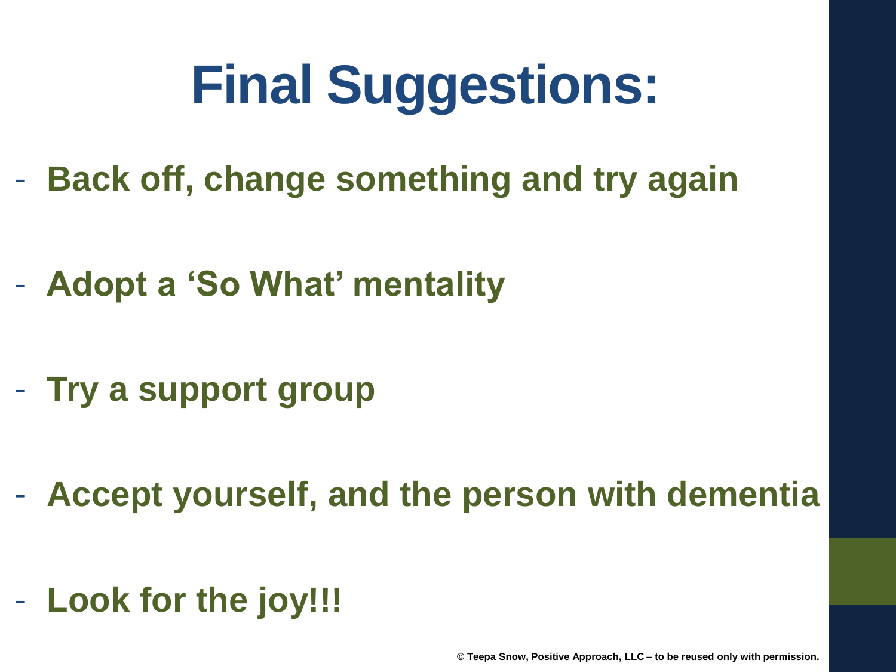# Final Suggestions:

- **Back off, change something and try again**
- **Adopt a 'So What' mentality**
- **Try a support group**
- **Accept yourself, and the person with dementia**
- **Look for the joy!!!**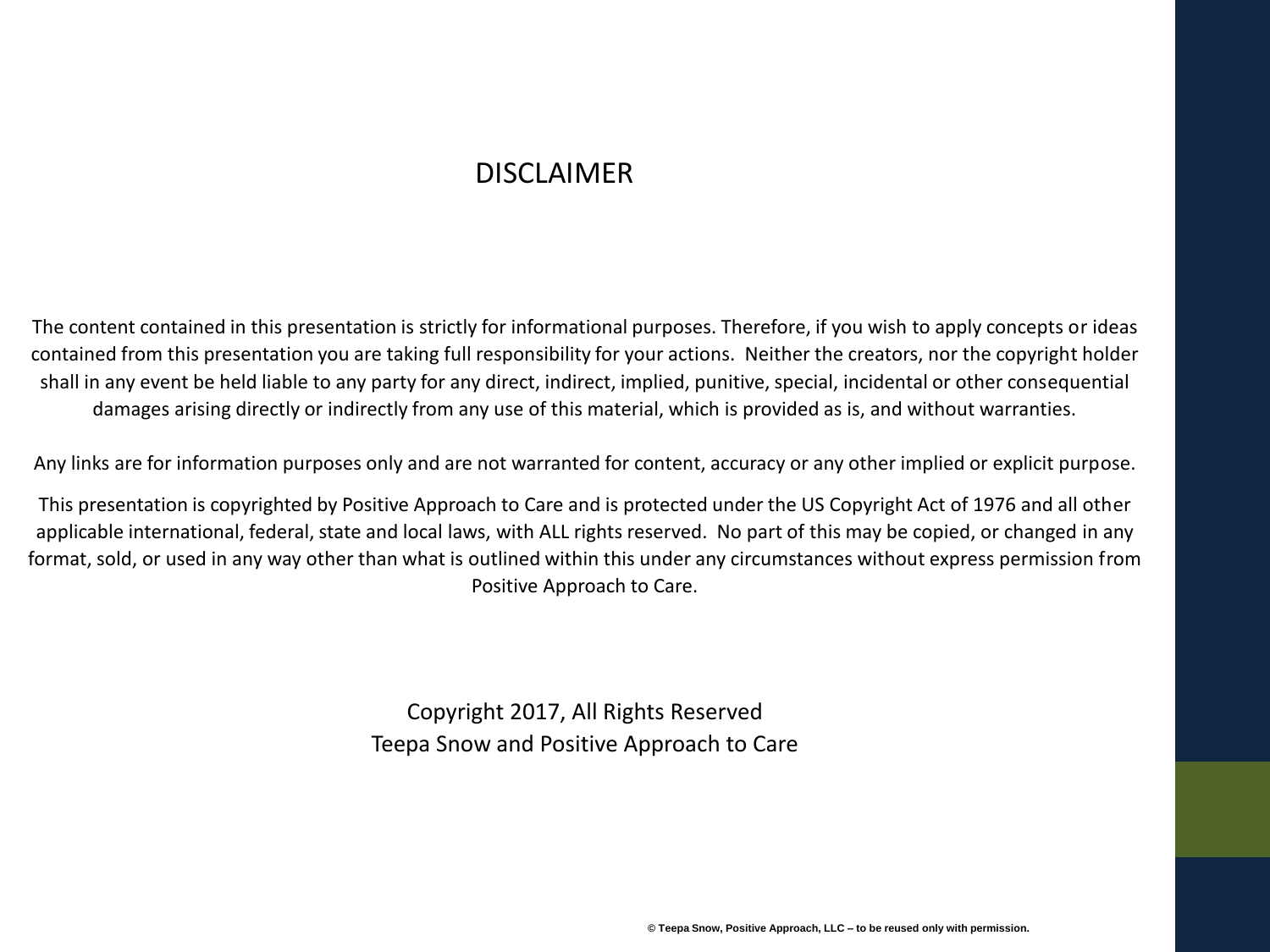# DISCLAIMER

The content contained in this presentation is strictly for informational purposes. Therefore, if you wish to apply concepts or ideas contained from this presentation you are taking full responsibility for your actions. Neither the creators, nor the copyright holder shall in any event be held liable to any party for any direct, indirect, implied, punitive, special, incidental or other consequential damages arising directly or indirectly from any use of this material, which is provided as is, and without warranties.

Any links are for information purposes only and are not warranted for content, accuracy or any other implied or explicit purpose.

This presentation is copyrighted by Positive Approach to Care and is protected under the US Copyright Act of 1976 and all other applicable international, federal, state and local laws, with ALL rights reserved. No part of this may be copied, or changed in any format, sold, or used in any way other than what is outlined within this under any circumstances without express permission from Positive Approach to Care.

Copyright 2017, All Rights Reserved
Teepa Snow and Positive Approach to Care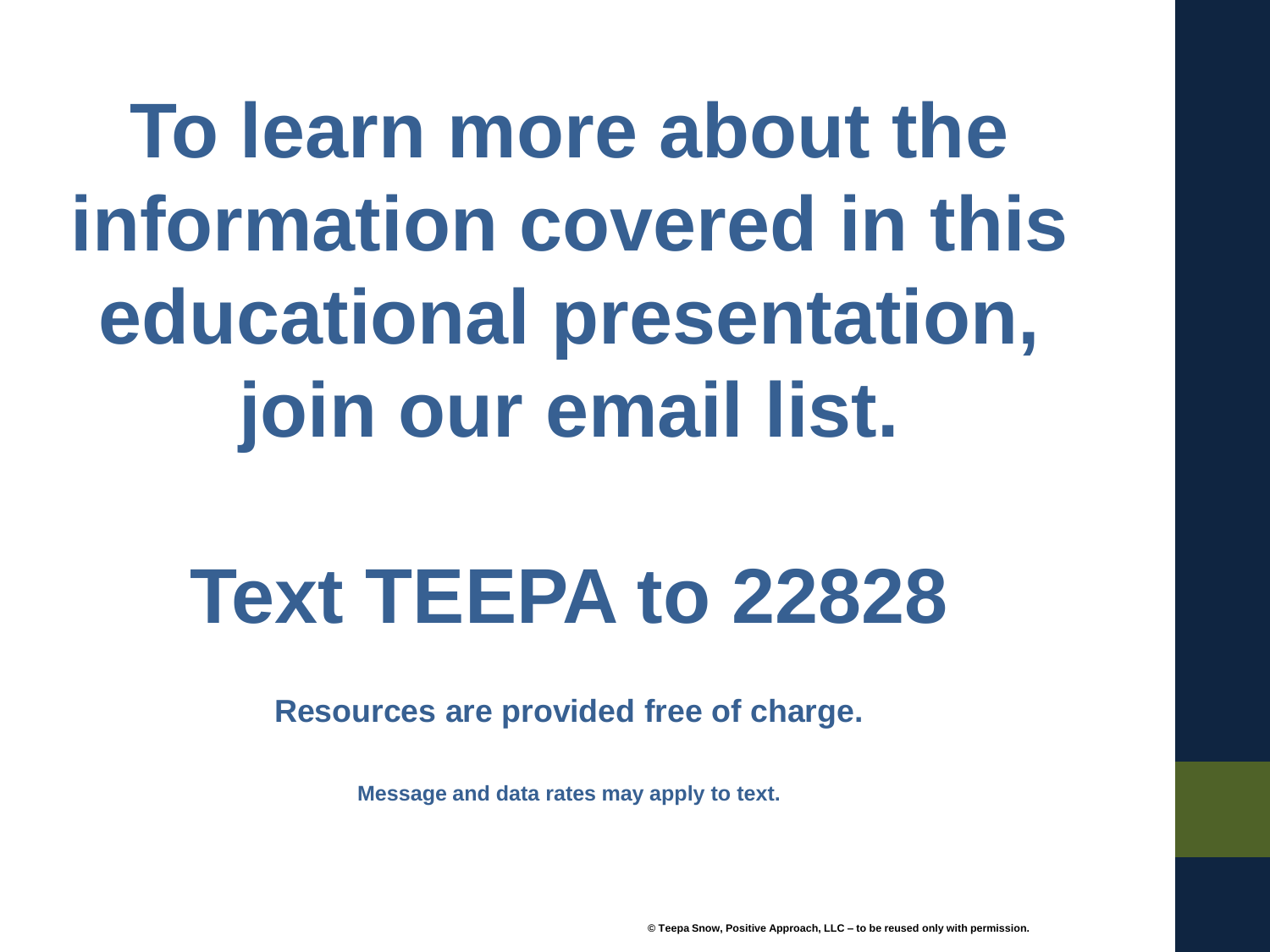# To learn more about the information covered in this educational presentation, join our email list.

# Text TEEPA to 22828

**Resources are provided free of charge.**

**Message and data rates may apply to text.**

© Teepa Snow, Positive Approach, LLC – to be reused only with permission.